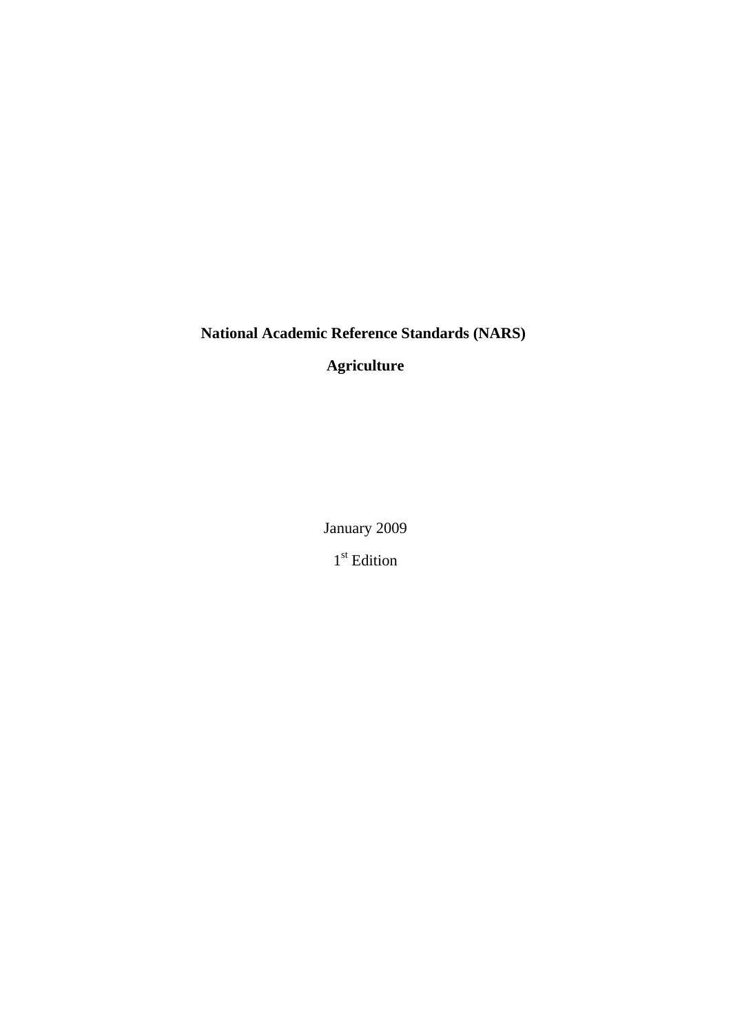# National Academic Reference Standards (NARS)

## Agriculture

January 2009

1st Edition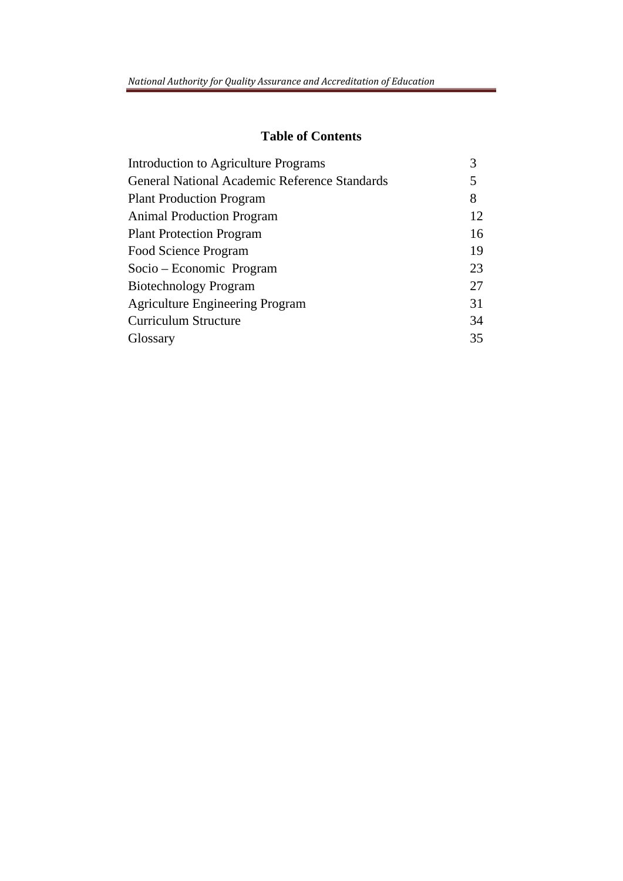## Table of Contents

| | |
|---|---|
| Introduction to Agriculture Programs | 3 |
| General National Academic Reference Standards | 5 |
| Plant Production Program | 8 |
| Animal Production Program | 12 |
| Plant Protection Program | 16 |
| Food Science Program | 19 |
| Socio – Economic Program | 23 |
| Biotechnology Program | 27 |
| Agriculture Engineering Program | 31 |
| Curriculum Structure | 34 |
| Glossary | 35 |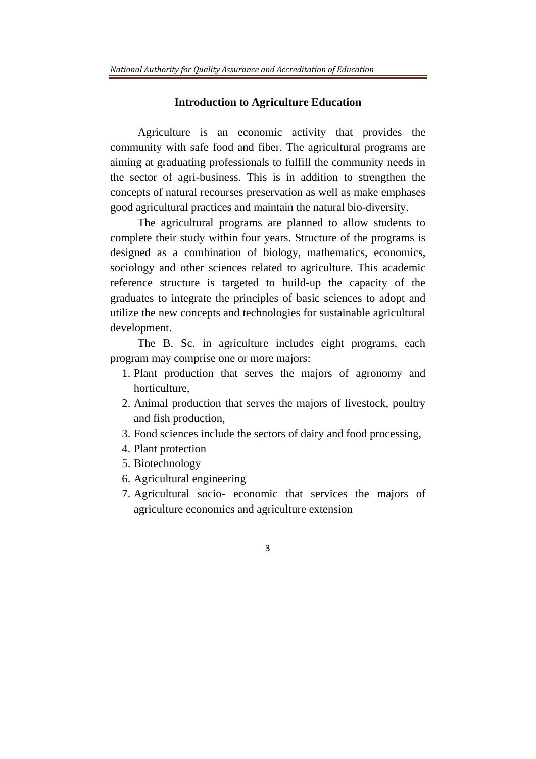## Introduction to Agriculture Education

Agriculture is an economic activity that provides the community with safe food and fiber. The agricultural programs are aiming at graduating professionals to fulfill the community needs in the sector of agri-business. This is in addition to strengthen the concepts of natural recourses preservation as well as make emphases good agricultural practices and maintain the natural bio-diversity.

The agricultural programs are planned to allow students to complete their study within four years. Structure of the programs is designed as a combination of biology, mathematics, economics, sociology and other sciences related to agriculture. This academic reference structure is targeted to build-up the capacity of the graduates to integrate the principles of basic sciences to adopt and utilize the new concepts and technologies for sustainable agricultural development.

The B. Sc. in agriculture includes eight programs, each program may comprise one or more majors:

1. Plant production that serves the majors of agronomy and horticulture,
2. Animal production that serves the majors of livestock, poultry and fish production,
3. Food sciences include the sectors of dairy and food processing,
4. Plant protection
5. Biotechnology
6. Agricultural engineering
7. Agricultural socio- economic that services the majors of agriculture economics and agriculture extension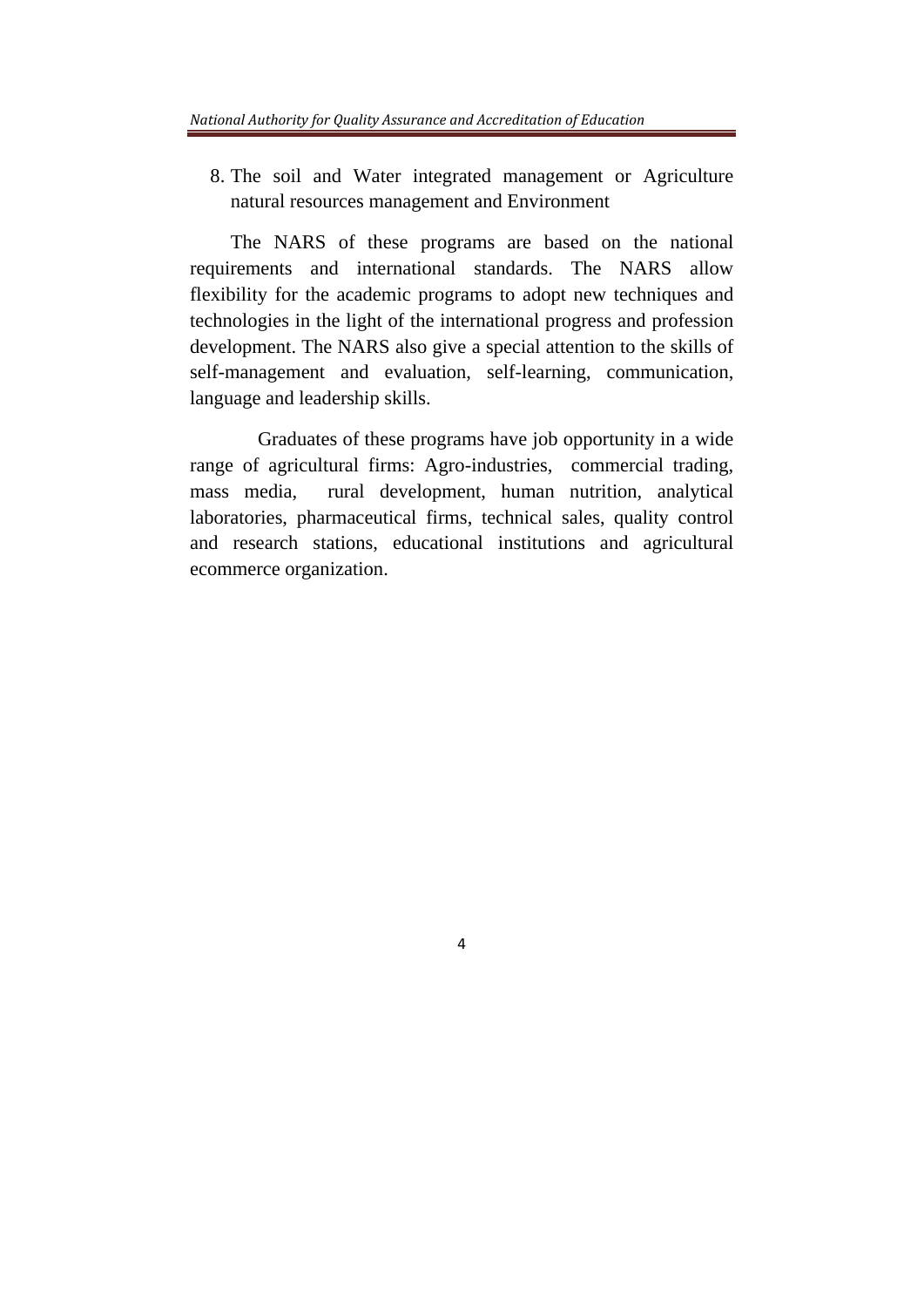8. The soil and Water integrated management or Agriculture natural resources management and Environment

The NARS of these programs are based on the national requirements and international standards. The NARS allow flexibility for the academic programs to adopt new techniques and technologies in the light of the international progress and profession development. The NARS also give a special attention to the skills of self-management and evaluation, self-learning, communication, language and leadership skills.

Graduates of these programs have job opportunity in a wide range of agricultural firms: Agro-industries, commercial trading, mass media, rural development, human nutrition, analytical laboratories, pharmaceutical firms, technical sales, quality control and research stations, educational institutions and agricultural ecommerce organization.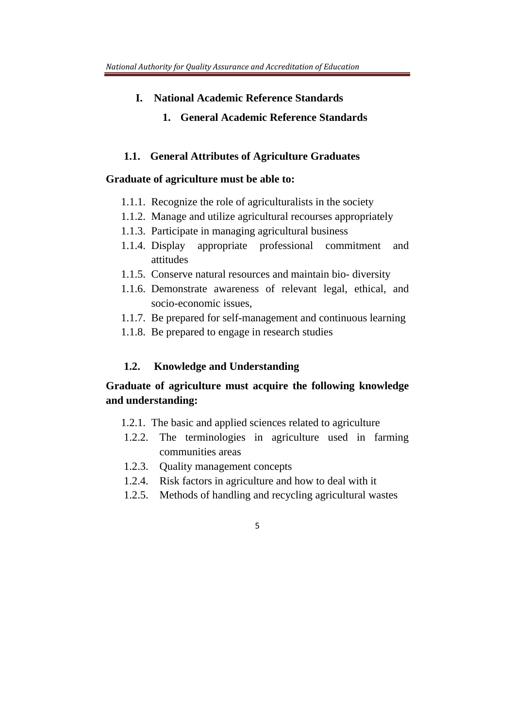# I. National Academic Reference Standards

## 1. General Academic Reference Standards

### 1.1. General Attributes of Agriculture Graduates

**Graduate of agriculture must be able to:**

- 1.1.1. Recognize the role of agriculturalists in the society
- 1.1.2. Manage and utilize agricultural recourses appropriately
- 1.1.3. Participate in managing agricultural business
- 1.1.4. Display appropriate professional commitment and attitudes
- 1.1.5. Conserve natural resources and maintain bio- diversity
- 1.1.6. Demonstrate awareness of relevant legal, ethical, and socio-economic issues,
- 1.1.7. Be prepared for self-management and continuous learning
- 1.1.8. Be prepared to engage in research studies

### 1.2. Knowledge and Understanding

**Graduate of agriculture must acquire the following knowledge and understanding:**

- 1.2.1. The basic and applied sciences related to agriculture
- 1.2.2. The terminologies in agriculture used in farming communities areas
- 1.2.3. Quality management concepts
- 1.2.4. Risk factors in agriculture and how to deal with it
- 1.2.5. Methods of handling and recycling agricultural wastes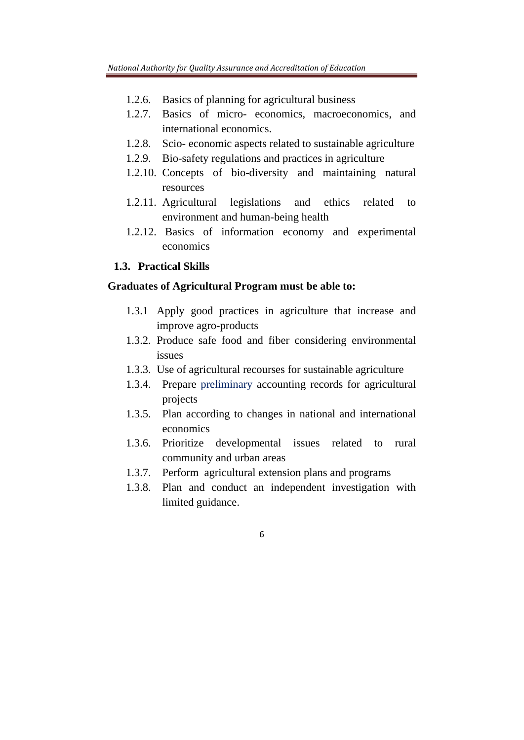1.2.6. Basics of planning for agricultural business

1.2.7. Basics of micro- economics, macroeconomics, and international economics.

1.2.8. Scio- economic aspects related to sustainable agriculture

1.2.9. Bio-safety regulations and practices in agriculture

1.2.10. Concepts of bio-diversity and maintaining natural resources

1.2.11. Agricultural legislations and ethics related to environment and human-being health

1.2.12. Basics of information economy and experimental economics

### 1.3. Practical Skills

**Graduates of Agricultural Program must be able to:**

1.3.1 Apply good practices in agriculture that increase and improve agro-products

1.3.2. Produce safe food and fiber considering environmental issues

1.3.3. Use of agricultural recourses for sustainable agriculture

1.3.4. Prepare preliminary accounting records for agricultural projects

1.3.5. Plan according to changes in national and international economics

1.3.6. Prioritize developmental issues related to rural community and urban areas

1.3.7. Perform agricultural extension plans and programs

1.3.8. Plan and conduct an independent investigation with limited guidance.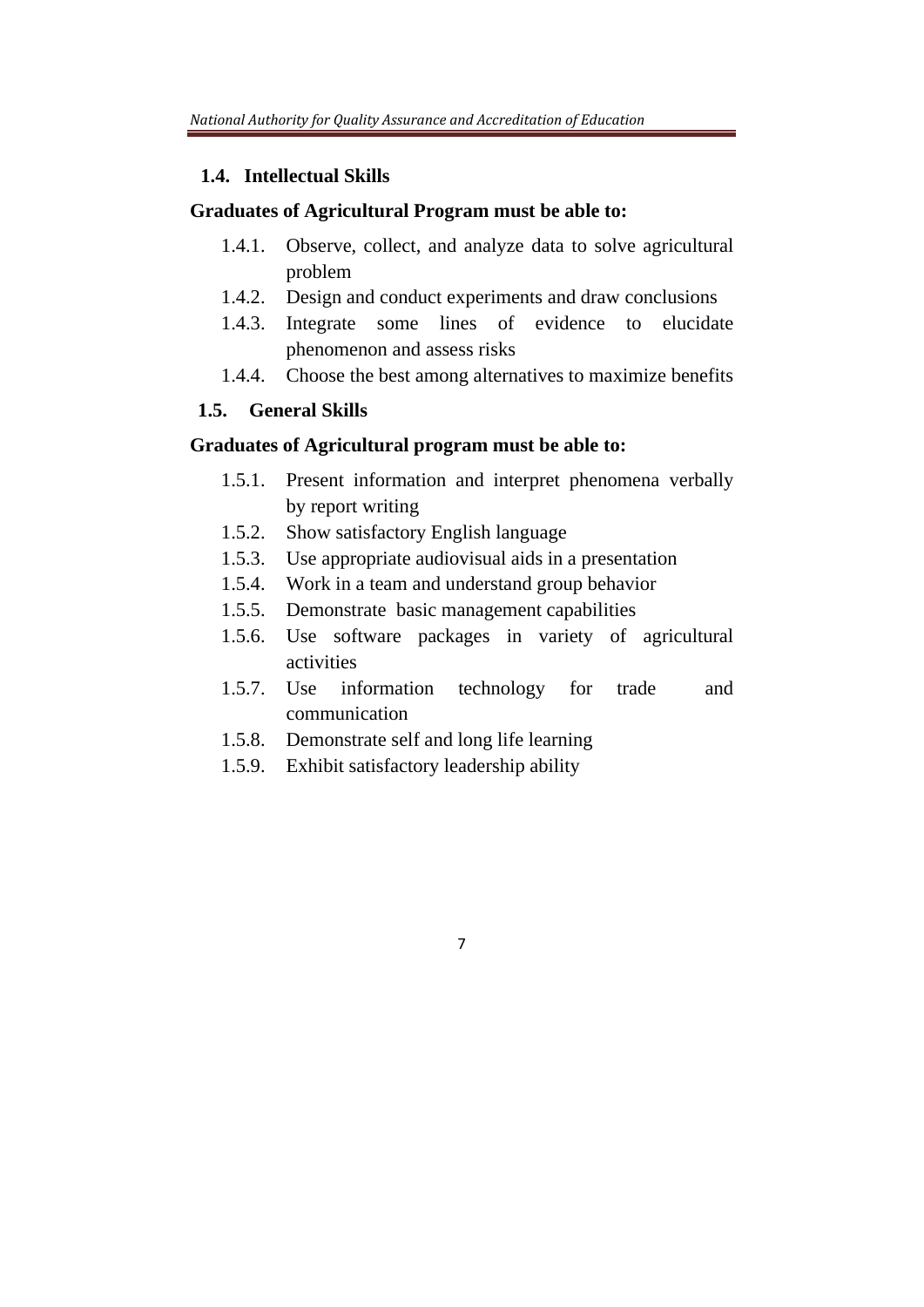### 1.4. Intellectual Skills

**Graduates of Agricultural Program must be able to:**

- 1.4.1. Observe, collect, and analyze data to solve agricultural problem
- 1.4.2. Design and conduct experiments and draw conclusions
- 1.4.3. Integrate some lines of evidence to elucidate phenomenon and assess risks
- 1.4.4. Choose the best among alternatives to maximize benefits

### 1.5. General Skills

**Graduates of Agricultural program must be able to:**

- 1.5.1. Present information and interpret phenomena verbally by report writing
- 1.5.2. Show satisfactory English language
- 1.5.3. Use appropriate audiovisual aids in a presentation
- 1.5.4. Work in a team and understand group behavior
- 1.5.5. Demonstrate basic management capabilities
- 1.5.6. Use software packages in variety of agricultural activities
- 1.5.7. Use information technology for trade and communication
- 1.5.8. Demonstrate self and long life learning
- 1.5.9. Exhibit satisfactory leadership ability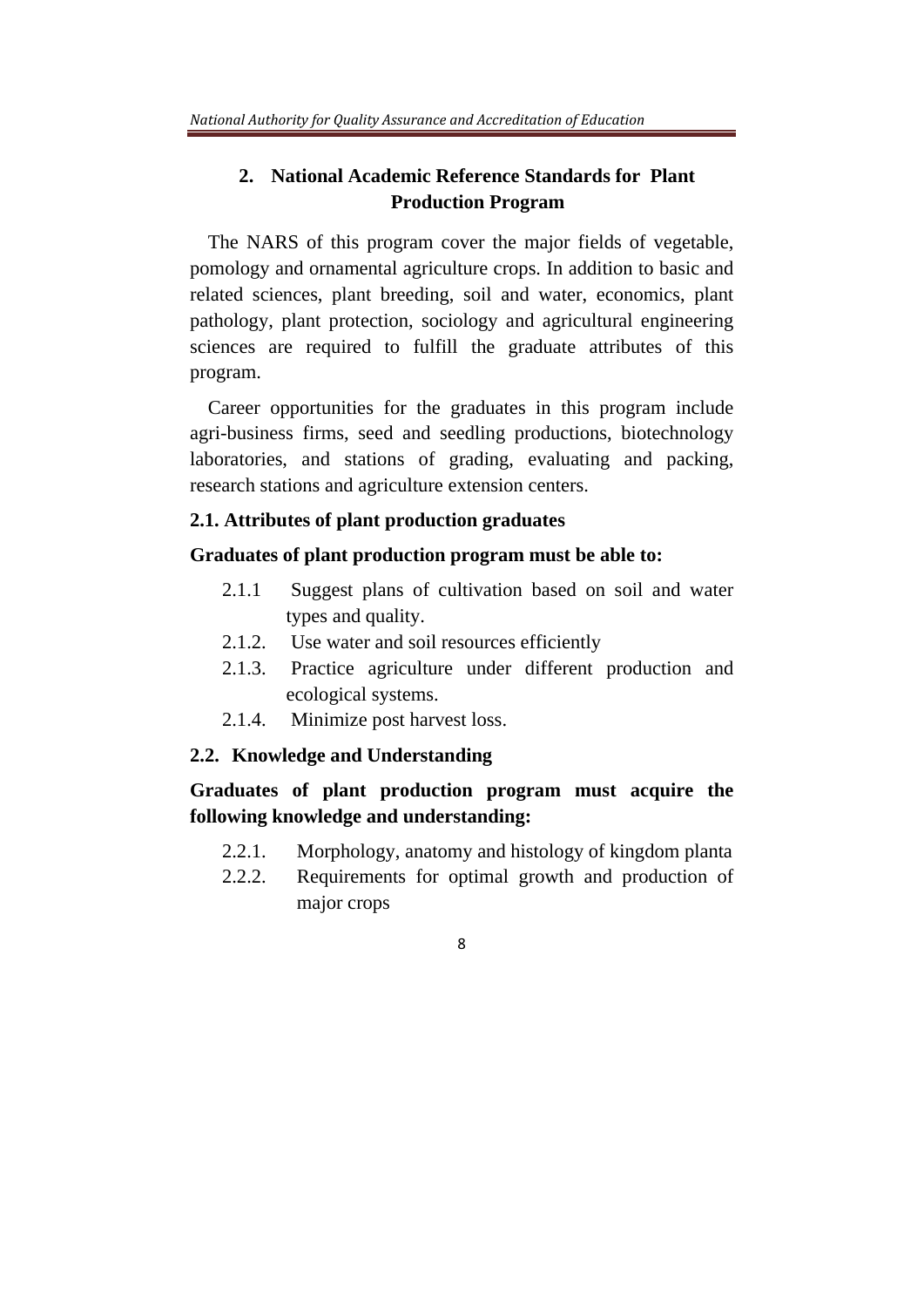## 2. National Academic Reference Standards for Plant Production Program

The NARS of this program cover the major fields of vegetable, pomology and ornamental agriculture crops. In addition to basic and related sciences, plant breeding, soil and water, economics, plant pathology, plant protection, sociology and agricultural engineering sciences are required to fulfill the graduate attributes of this program.

Career opportunities for the graduates in this program include agri-business firms, seed and seedling productions, biotechnology laboratories, and stations of grading, evaluating and packing, research stations and agriculture extension centers.

### 2.1. Attributes of plant production graduates

**Graduates of plant production program must be able to:**

- 2.1.1 Suggest plans of cultivation based on soil and water types and quality.
- 2.1.2. Use water and soil resources efficiently
- 2.1.3. Practice agriculture under different production and ecological systems.
- 2.1.4. Minimize post harvest loss.

### 2.2. Knowledge and Understanding

**Graduates of plant production program must acquire the following knowledge and understanding:**

- 2.2.1. Morphology, anatomy and histology of kingdom planta
- 2.2.2. Requirements for optimal growth and production of major crops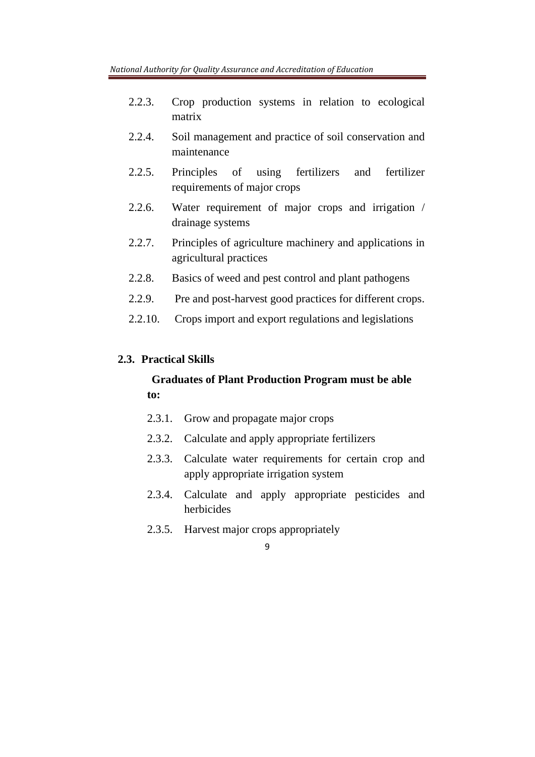2.2.3. Crop production systems in relation to ecological matrix

2.2.4. Soil management and practice of soil conservation and maintenance

2.2.5. Principles of using fertilizers and fertilizer requirements of major crops

2.2.6. Water requirement of major crops and irrigation / drainage systems

2.2.7. Principles of agriculture machinery and applications in agricultural practices

2.2.8. Basics of weed and pest control and plant pathogens

2.2.9. Pre and post-harvest good practices for different crops.

2.2.10. Crops import and export regulations and legislations

## 2.3. Practical Skills

**Graduates of Plant Production Program must be able to:**

2.3.1. Grow and propagate major crops

2.3.2. Calculate and apply appropriate fertilizers

2.3.3. Calculate water requirements for certain crop and apply appropriate irrigation system

2.3.4. Calculate and apply appropriate pesticides and herbicides

2.3.5. Harvest major crops appropriately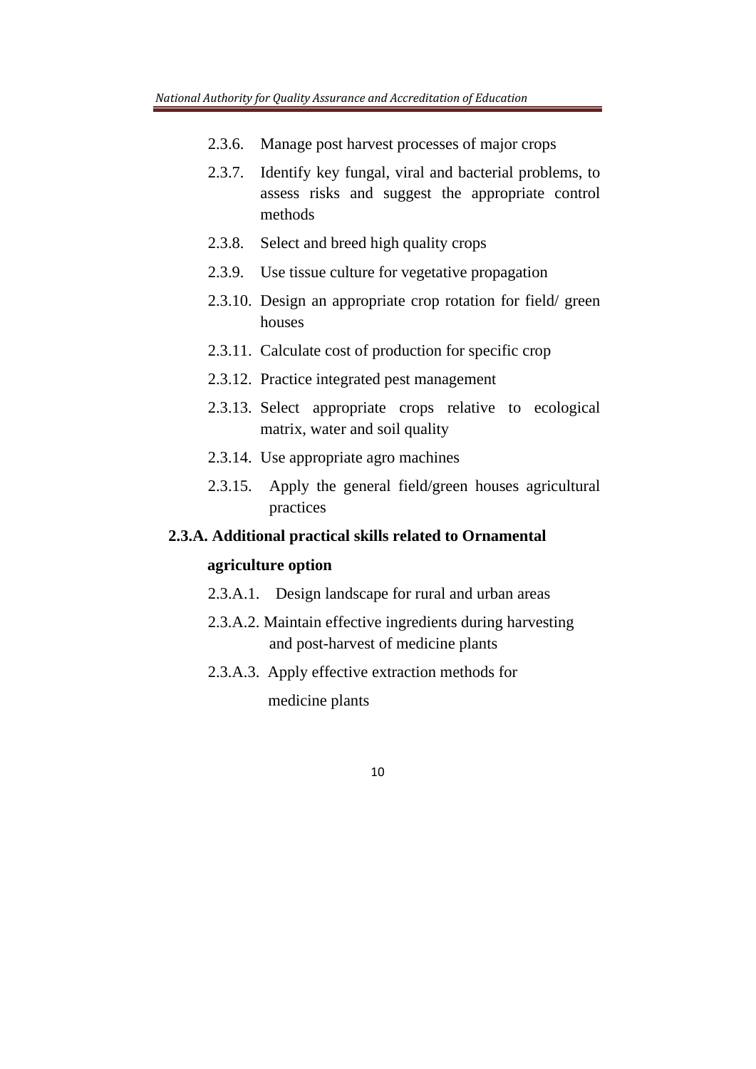2.3.6. Manage post harvest processes of major crops

2.3.7. Identify key fungal, viral and bacterial problems, to assess risks and suggest the appropriate control methods

2.3.8. Select and breed high quality crops

2.3.9. Use tissue culture for vegetative propagation

2.3.10. Design an appropriate crop rotation for field/ green houses

2.3.11. Calculate cost of production for specific crop

2.3.12. Practice integrated pest management

2.3.13. Select appropriate crops relative to ecological matrix, water and soil quality

2.3.14. Use appropriate agro machines

2.3.15. Apply the general field/green houses agricultural practices

**2.3.A. Additional practical skills related to Ornamental agriculture option**

2.3.A.1. Design landscape for rural and urban areas

2.3.A.2. Maintain effective ingredients during harvesting and post-harvest of medicine plants

2.3.A.3. Apply effective extraction methods for medicine plants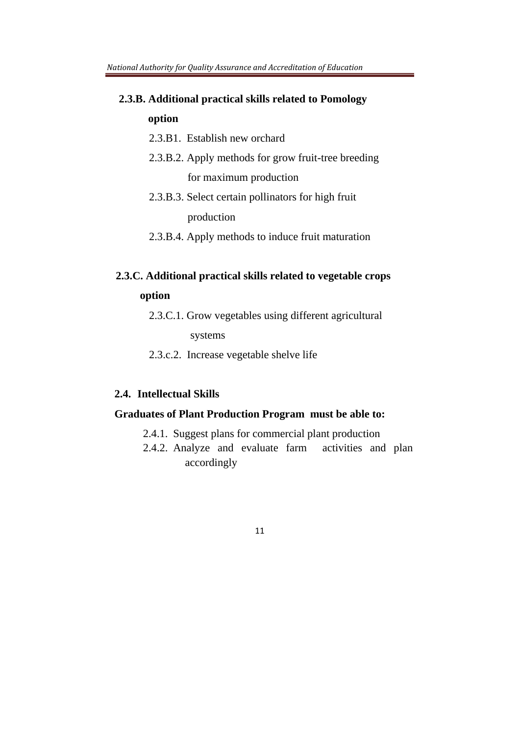**2.3.B. Additional practical skills related to Pomology option**

- 2.3.B1. Establish new orchard
- 2.3.B.2. Apply methods for grow fruit-tree breeding for maximum production
- 2.3.B.3. Select certain pollinators for high fruit production
- 2.3.B.4. Apply methods to induce fruit maturation

**2.3.C. Additional practical skills related to vegetable crops option**

- 2.3.C.1. Grow vegetables using different agricultural systems
- 2.3.c.2. Increase vegetable shelve life

**2.4. Intellectual Skills**

**Graduates of Plant Production Program must be able to:**

- 2.4.1. Suggest plans for commercial plant production
- 2.4.2. Analyze and evaluate farm activities and plan accordingly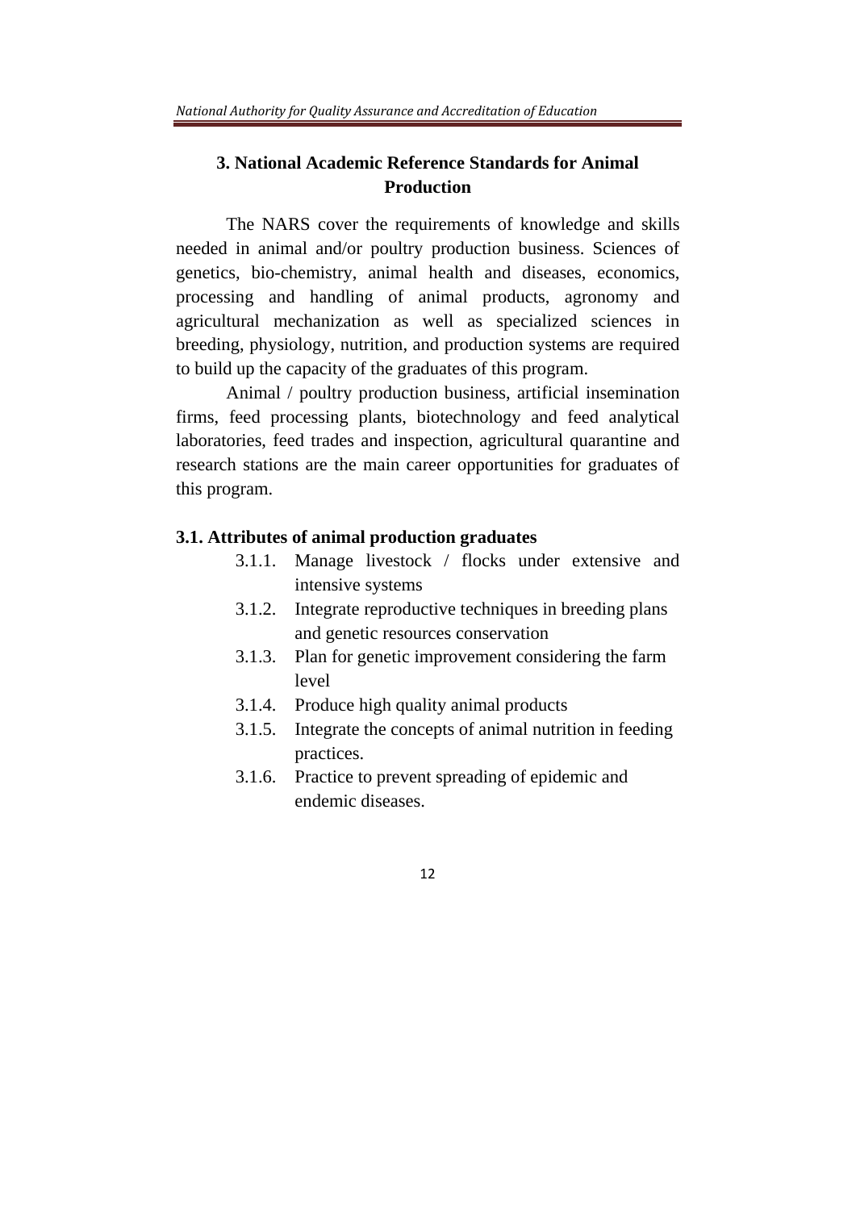## 3. National Academic Reference Standards for Animal Production

The NARS cover the requirements of knowledge and skills needed in animal and/or poultry production business. Sciences of genetics, bio-chemistry, animal health and diseases, economics, processing and handling of animal products, agronomy and agricultural mechanization as well as specialized sciences in breeding, physiology, nutrition, and production systems are required to build up the capacity of the graduates of this program.

Animal / poultry production business, artificial insemination firms, feed processing plants, biotechnology and feed analytical laboratories, feed trades and inspection, agricultural quarantine and research stations are the main career opportunities for graduates of this program.

### 3.1. Attributes of animal production graduates

- 3.1.1. Manage livestock / flocks under extensive and intensive systems
- 3.1.2. Integrate reproductive techniques in breeding plans and genetic resources conservation
- 3.1.3. Plan for genetic improvement considering the farm level
- 3.1.4. Produce high quality animal products
- 3.1.5. Integrate the concepts of animal nutrition in feeding practices.
- 3.1.6. Practice to prevent spreading of epidemic and endemic diseases.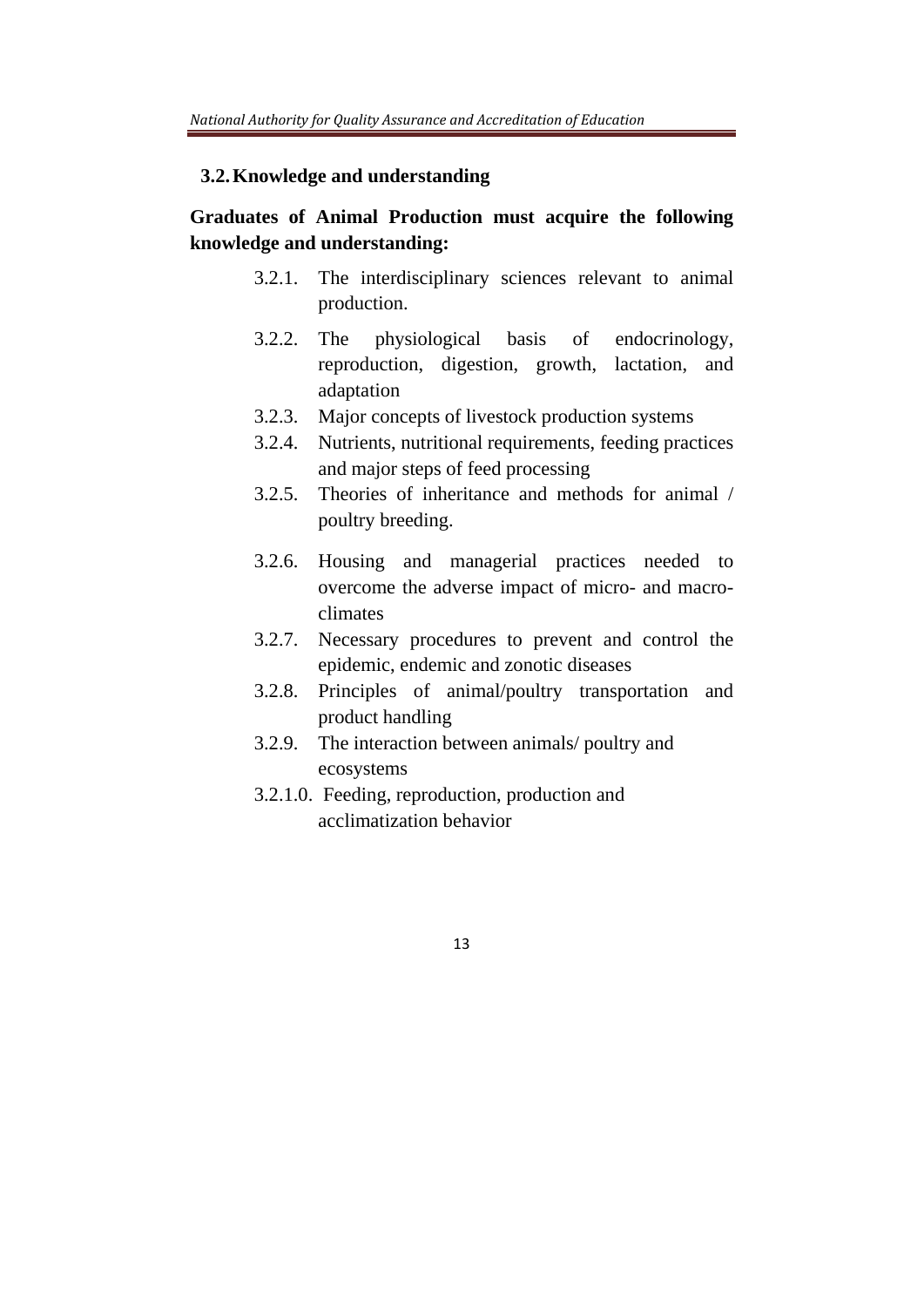### 3.2. Knowledge and understanding

**Graduates of Animal Production must acquire the following knowledge and understanding:**

- 3.2.1. The interdisciplinary sciences relevant to animal production.
- 3.2.2. The physiological basis of endocrinology, reproduction, digestion, growth, lactation, and adaptation
- 3.2.3. Major concepts of livestock production systems
- 3.2.4. Nutrients, nutritional requirements, feeding practices and major steps of feed processing
- 3.2.5. Theories of inheritance and methods for animal / poultry breeding.
- 3.2.6. Housing and managerial practices needed to overcome the adverse impact of micro- and macro-climates
- 3.2.7. Necessary procedures to prevent and control the epidemic, endemic and zonotic diseases
- 3.2.8. Principles of animal/poultry transportation and product handling
- 3.2.9. The interaction between animals/ poultry and ecosystems
- 3.2.1.0. Feeding, reproduction, production and acclimatization behavior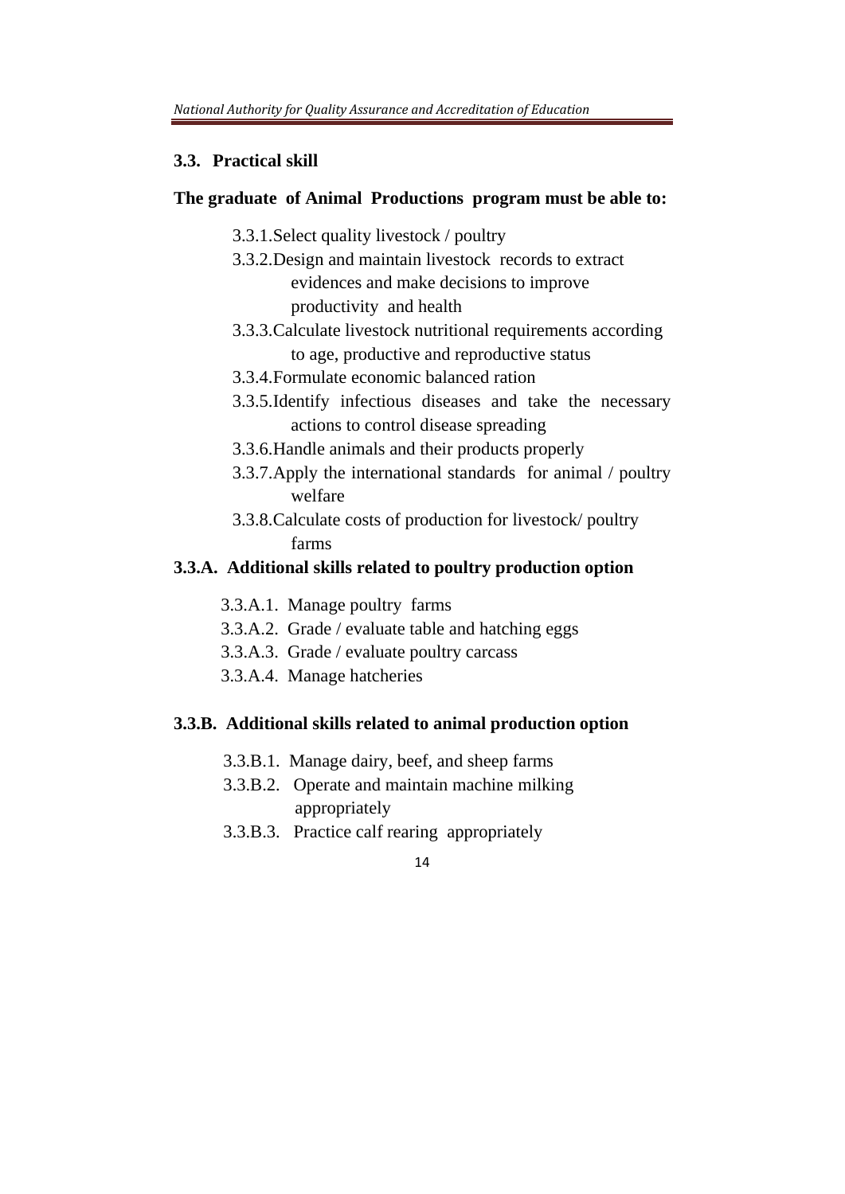### 3.3. Practical skill

**The graduate of Animal Productions program must be able to:**

- 3.3.1. Select quality livestock / poultry
- 3.3.2. Design and maintain livestock records to extract evidences and make decisions to improve productivity and health
- 3.3.3. Calculate livestock nutritional requirements according to age, productive and reproductive status
- 3.3.4. Formulate economic balanced ration
- 3.3.5. Identify infectious diseases and take the necessary actions to control disease spreading
- 3.3.6. Handle animals and their products properly
- 3.3.7. Apply the international standards for animal / poultry welfare
- 3.3.8. Calculate costs of production for livestock/ poultry farms

### 3.3.A. Additional skills related to poultry production option

- 3.3.A.1. Manage poultry farms
- 3.3.A.2. Grade / evaluate table and hatching eggs
- 3.3.A.3. Grade / evaluate poultry carcass
- 3.3.A.4. Manage hatcheries

### 3.3.B. Additional skills related to animal production option

- 3.3.B.1. Manage dairy, beef, and sheep farms
- 3.3.B.2. Operate and maintain machine milking appropriately
- 3.3.B.3. Practice calf rearing appropriately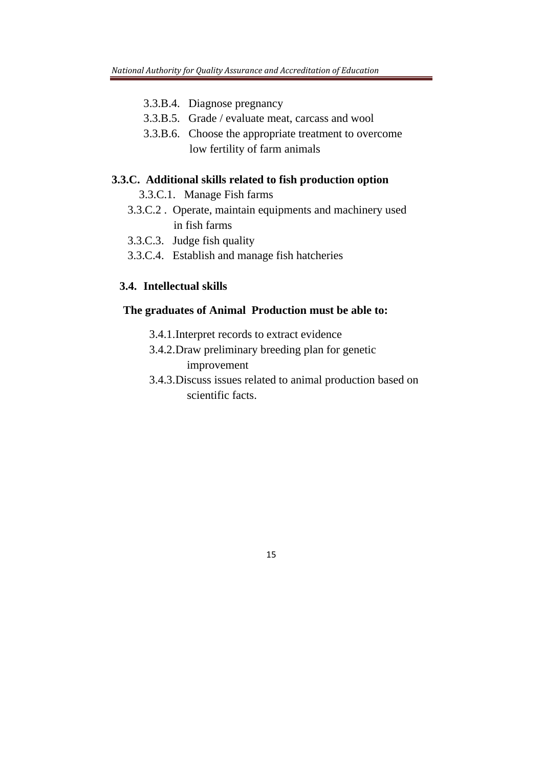- 3.3.B.4. Diagnose pregnancy
- 3.3.B.5. Grade / evaluate meat, carcass and wool
- 3.3.B.6. Choose the appropriate treatment to overcome low fertility of farm animals

**3.3.C. Additional skills related to fish production option**

- 3.3.C.1. Manage Fish farms
- 3.3.C.2 . Operate, maintain equipments and machinery used in fish farms
- 3.3.C.3. Judge fish quality
- 3.3.C.4. Establish and manage fish hatcheries

### 3.4. Intellectual skills

**The graduates of Animal Production must be able to:**

- 3.4.1.Interpret records to extract evidence
- 3.4.2.Draw preliminary breeding plan for genetic improvement
- 3.4.3.Discuss issues related to animal production based on scientific facts.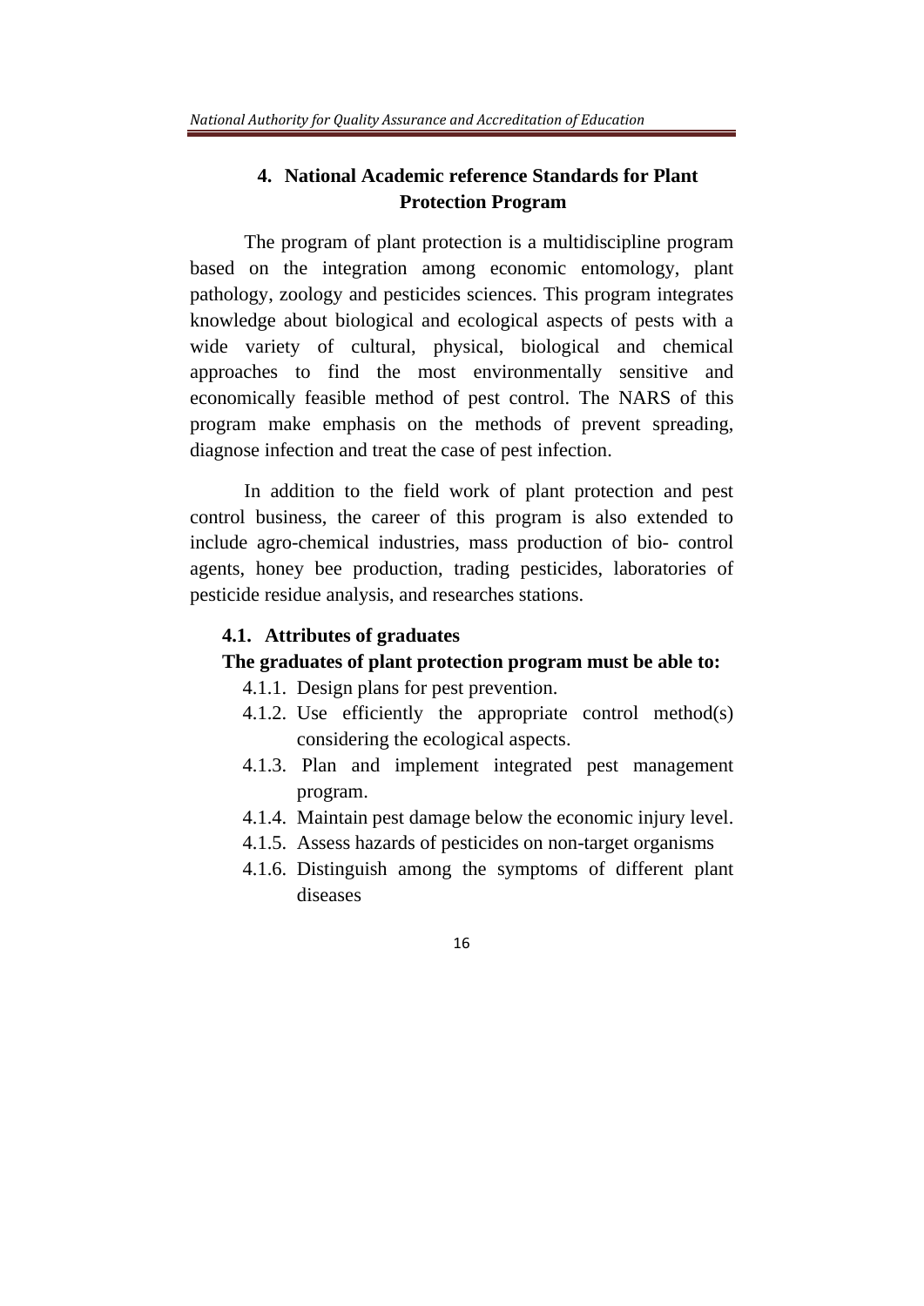## 4. National Academic reference Standards for Plant Protection Program

The program of plant protection is a multidiscipline program based on the integration among economic entomology, plant pathology, zoology and pesticides sciences. This program integrates knowledge about biological and ecological aspects of pests with a wide variety of cultural, physical, biological and chemical approaches to find the most environmentally sensitive and economically feasible method of pest control. The NARS of this program make emphasis on the methods of prevent spreading, diagnose infection and treat the case of pest infection.

In addition to the field work of plant protection and pest control business, the career of this program is also extended to include agro-chemical industries, mass production of bio- control agents, honey bee production, trading pesticides, laboratories of pesticide residue analysis, and researches stations.

### 4.1. Attributes of graduates

**The graduates of plant protection program must be able to:**

- 4.1.1. Design plans for pest prevention.
- 4.1.2. Use efficiently the appropriate control method(s) considering the ecological aspects.
- 4.1.3. Plan and implement integrated pest management program.
- 4.1.4. Maintain pest damage below the economic injury level.
- 4.1.5. Assess hazards of pesticides on non-target organisms
- 4.1.6. Distinguish among the symptoms of different plant diseases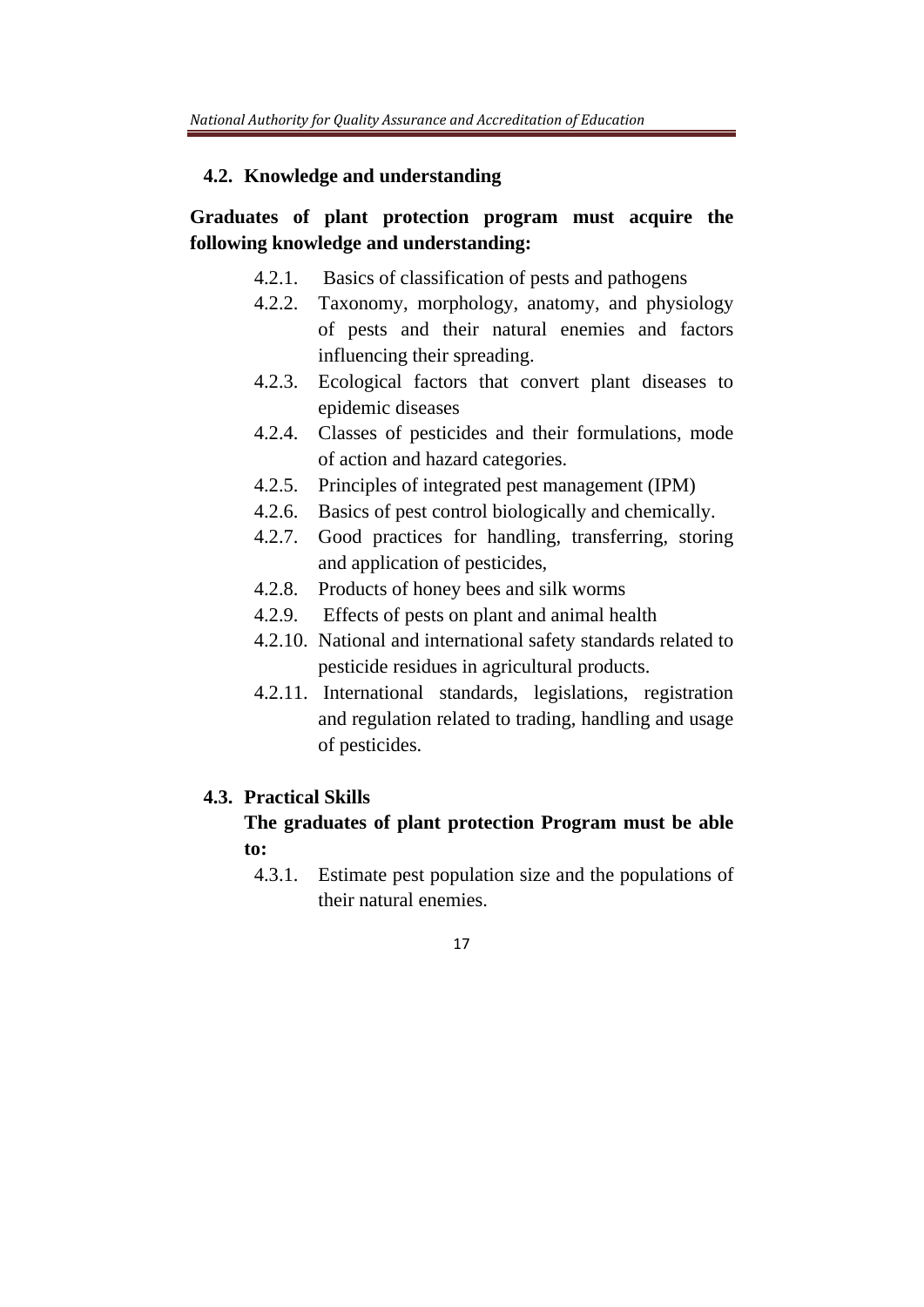### 4.2. Knowledge and understanding

**Graduates of plant protection program must acquire the following knowledge and understanding:**

- 4.2.1. Basics of classification of pests and pathogens
- 4.2.2. Taxonomy, morphology, anatomy, and physiology of pests and their natural enemies and factors influencing their spreading.
- 4.2.3. Ecological factors that convert plant diseases to epidemic diseases
- 4.2.4. Classes of pesticides and their formulations, mode of action and hazard categories.
- 4.2.5. Principles of integrated pest management (IPM)
- 4.2.6. Basics of pest control biologically and chemically.
- 4.2.7. Good practices for handling, transferring, storing and application of pesticides,
- 4.2.8. Products of honey bees and silk worms
- 4.2.9. Effects of pests on plant and animal health
- 4.2.10. National and international safety standards related to pesticide residues in agricultural products.
- 4.2.11. International standards, legislations, registration and regulation related to trading, handling and usage of pesticides.

### 4.3. Practical Skills

**The graduates of plant protection Program must be able to:**

- 4.3.1. Estimate pest population size and the populations of their natural enemies.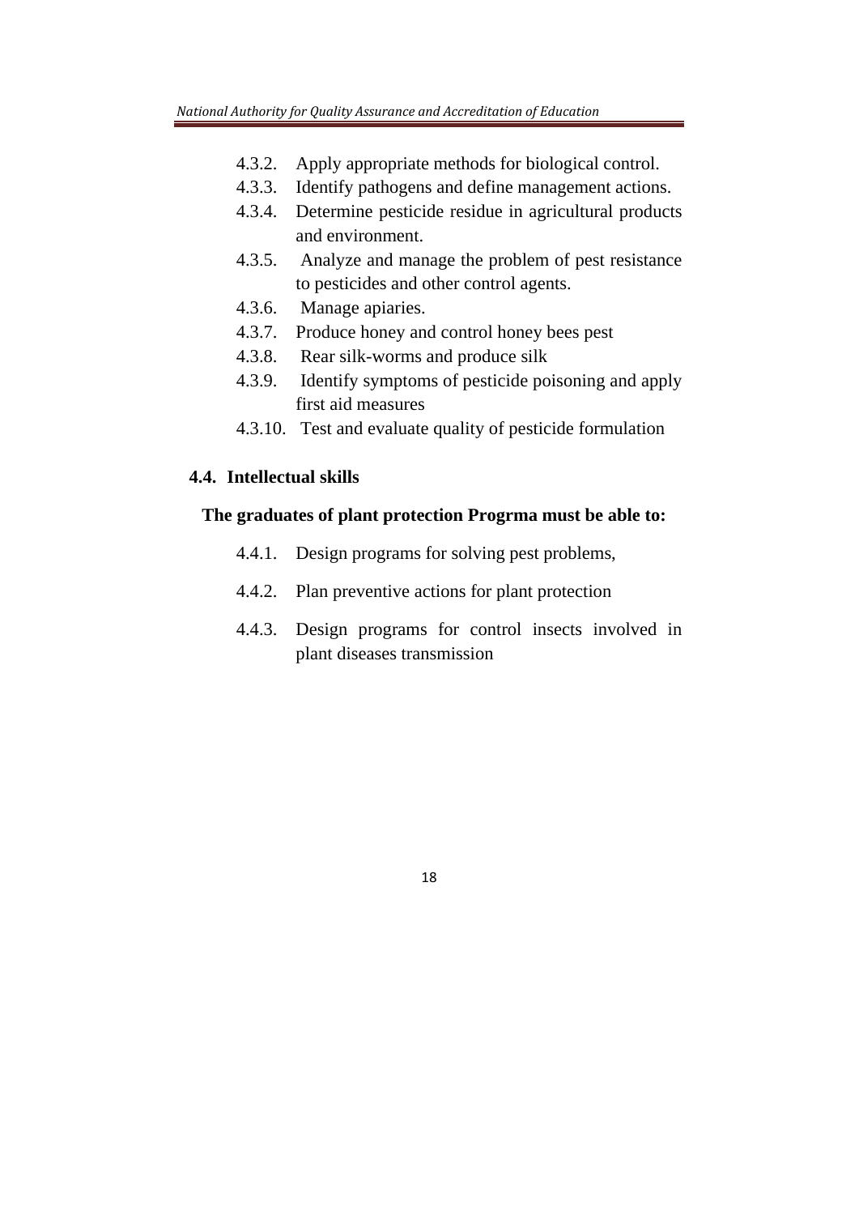4.3.2. Apply appropriate methods for biological control.
4.3.3. Identify pathogens and define management actions.
4.3.4. Determine pesticide residue in agricultural products and environment.
4.3.5. Analyze and manage the problem of pest resistance to pesticides and other control agents.
4.3.6. Manage apiaries.
4.3.7. Produce honey and control honey bees pest
4.3.8. Rear silk-worms and produce silk
4.3.9. Identify symptoms of pesticide poisoning and apply first aid measures
4.3.10. Test and evaluate quality of pesticide formulation

### 4.4. Intellectual skills

**The graduates of plant protection Progrma must be able to:**

4.4.1. Design programs for solving pest problems,

4.4.2. Plan preventive actions for plant protection

4.4.3. Design programs for control insects involved in plant diseases transmission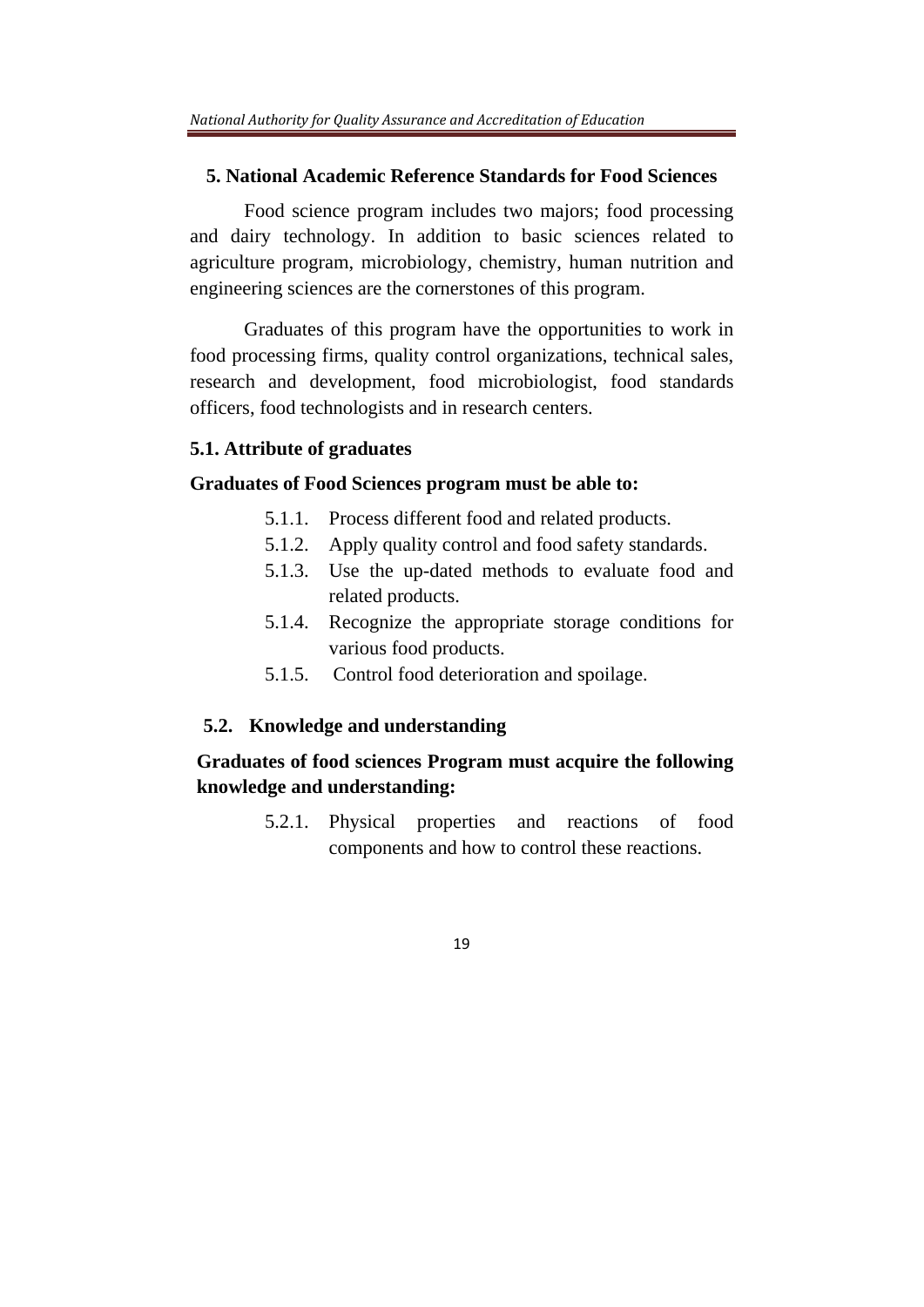## 5. National Academic Reference Standards for Food Sciences

Food science program includes two majors; food processing and dairy technology. In addition to basic sciences related to agriculture program, microbiology, chemistry, human nutrition and engineering sciences are the cornerstones of this program.

Graduates of this program have the opportunities to work in food processing firms, quality control organizations, technical sales, research and development, food microbiologist, food standards officers, food technologists and in research centers.

### 5.1. Attribute of graduates

**Graduates of Food Sciences program must be able to:**

- 5.1.1. Process different food and related products.
- 5.1.2. Apply quality control and food safety standards.
- 5.1.3. Use the up-dated methods to evaluate food and related products.
- 5.1.4. Recognize the appropriate storage conditions for various food products.
- 5.1.5. Control food deterioration and spoilage.

### 5.2. Knowledge and understanding

**Graduates of food sciences Program must acquire the following knowledge and understanding:**

- 5.2.1. Physical properties and reactions of food components and how to control these reactions.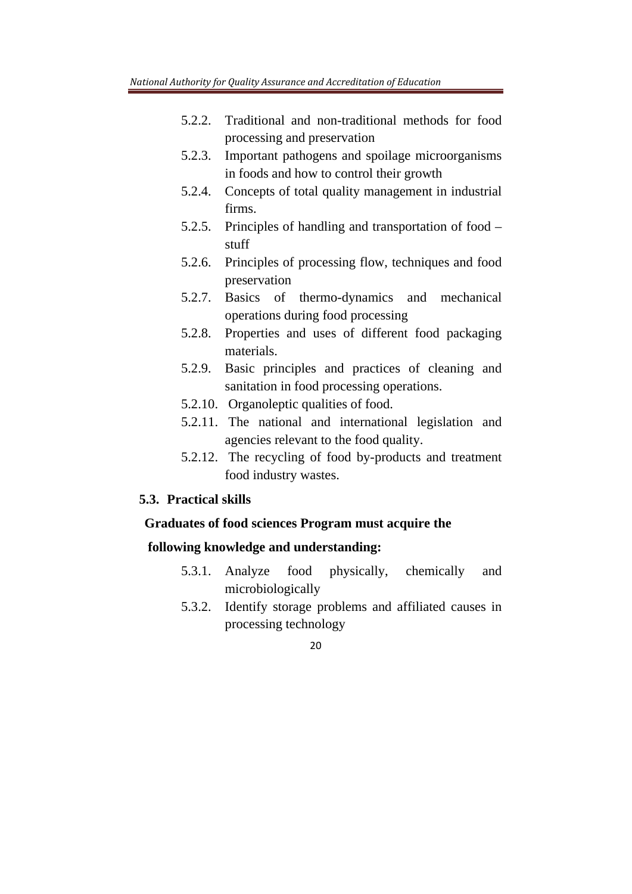5.2.2. Traditional and non-traditional methods for food processing and preservation

5.2.3. Important pathogens and spoilage microorganisms in foods and how to control their growth

5.2.4. Concepts of total quality management in industrial firms.

5.2.5. Principles of handling and transportation of food – stuff

5.2.6. Principles of processing flow, techniques and food preservation

5.2.7. Basics of thermo-dynamics and mechanical operations during food processing

5.2.8. Properties and uses of different food packaging materials.

5.2.9. Basic principles and practices of cleaning and sanitation in food processing operations.

5.2.10. Organoleptic qualities of food.

5.2.11. The national and international legislation and agencies relevant to the food quality.

5.2.12. The recycling of food by-products and treatment food industry wastes.

## 5.3. Practical skills

**Graduates of food sciences Program must acquire the following knowledge and understanding:**

5.3.1. Analyze food physically, chemically and microbiologically

5.3.2. Identify storage problems and affiliated causes in processing technology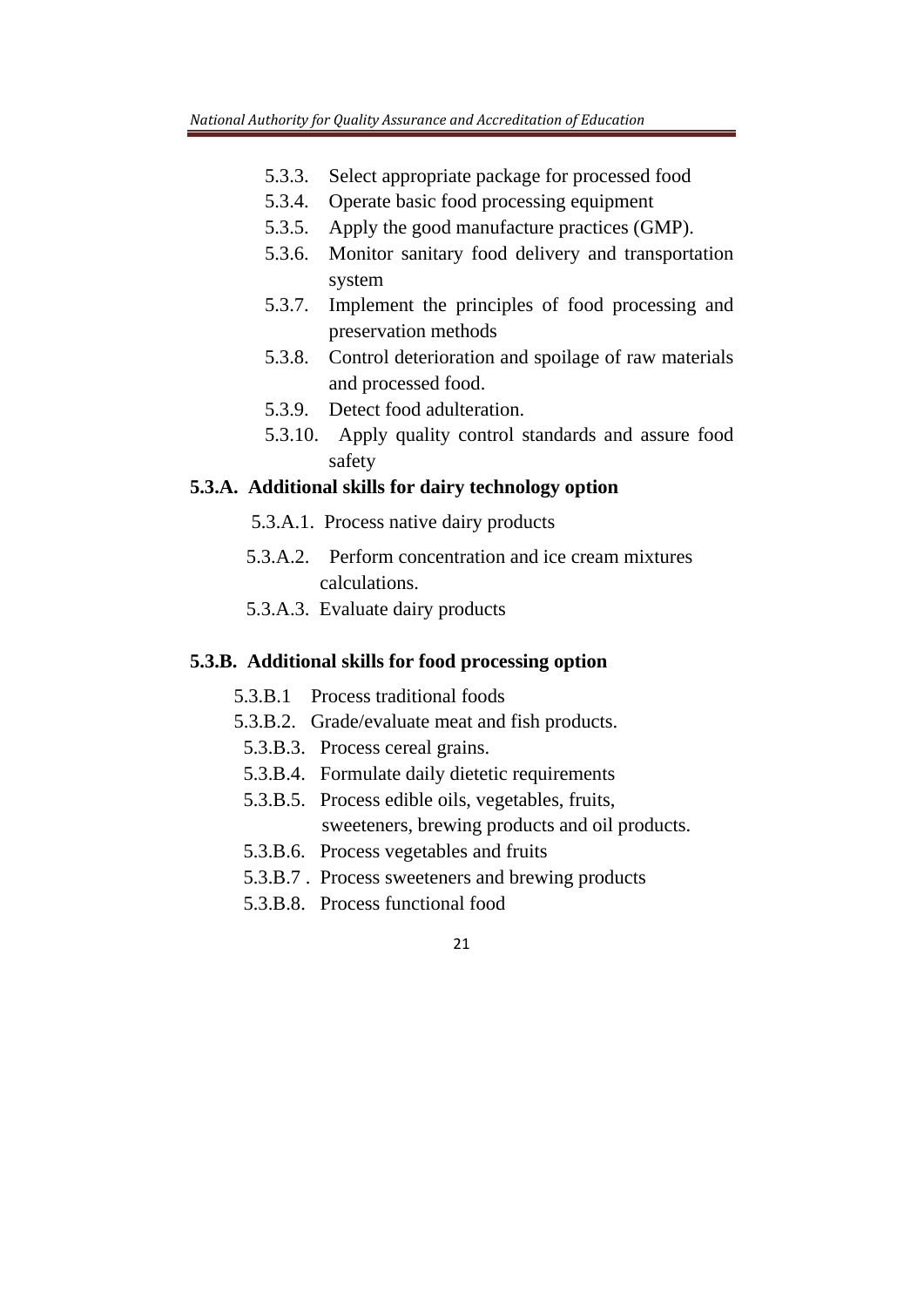- 5.3.3. Select appropriate package for processed food
- 5.3.4. Operate basic food processing equipment
- 5.3.5. Apply the good manufacture practices (GMP).
- 5.3.6. Monitor sanitary food delivery and transportation system
- 5.3.7. Implement the principles of food processing and preservation methods
- 5.3.8. Control deterioration and spoilage of raw materials and processed food.
- 5.3.9. Detect food adulteration.
- 5.3.10. Apply quality control standards and assure food safety

**5.3.A. Additional skills for dairy technology option**

- 5.3.A.1. Process native dairy products
- 5.3.A.2. Perform concentration and ice cream mixtures calculations.
- 5.3.A.3. Evaluate dairy products

**5.3.B. Additional skills for food processing option**

- 5.3.B.1 Process traditional foods
- 5.3.B.2. Grade/evaluate meat and fish products.
- 5.3.B.3. Process cereal grains.
- 5.3.B.4. Formulate daily dietetic requirements
- 5.3.B.5. Process edible oils, vegetables, fruits, sweeteners, brewing products and oil products.
- 5.3.B.6. Process vegetables and fruits
- 5.3.B.7 . Process sweeteners and brewing products
- 5.3.B.8. Process functional food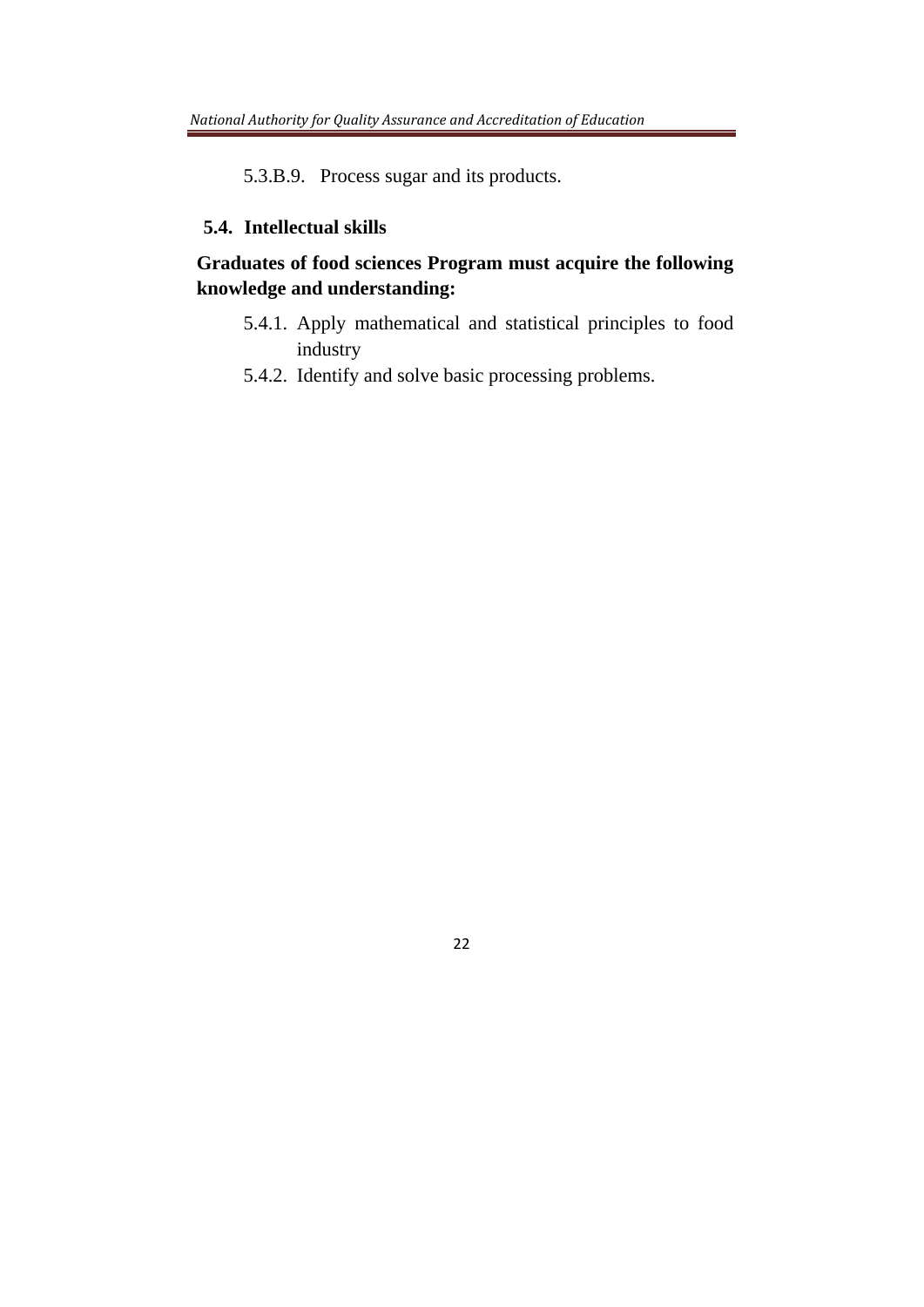5.3.B.9. Process sugar and its products.

## 5.4. Intellectual skills

**Graduates of food sciences Program must acquire the following knowledge and understanding:**

- 5.4.1. Apply mathematical and statistical principles to food industry
- 5.4.2. Identify and solve basic processing problems.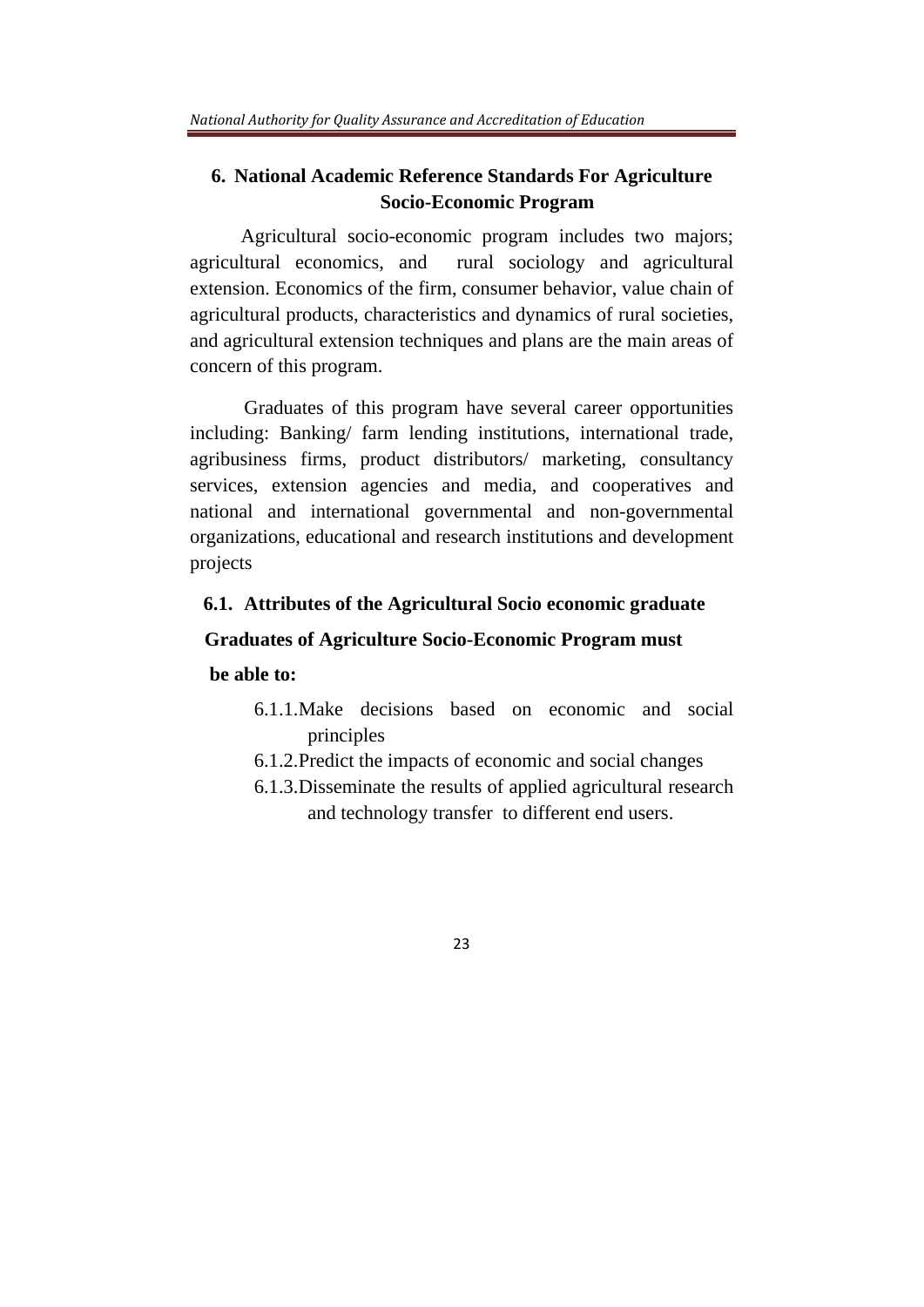## 6. National Academic Reference Standards For Agriculture Socio-Economic Program

Agricultural socio-economic program includes two majors; agricultural economics, and rural sociology and agricultural extension. Economics of the firm, consumer behavior, value chain of agricultural products, characteristics and dynamics of rural societies, and agricultural extension techniques and plans are the main areas of concern of this program.

Graduates of this program have several career opportunities including: Banking/ farm lending institutions, international trade, agribusiness firms, product distributors/ marketing, consultancy services, extension agencies and media, and cooperatives and national and international governmental and non-governmental organizations, educational and research institutions and development projects

### 6.1. Attributes of the Agricultural Socio economic graduate

**Graduates of Agriculture Socio-Economic Program must be able to:**

- 6.1.1. Make decisions based on economic and social principles
- 6.1.2. Predict the impacts of economic and social changes
- 6.1.3. Disseminate the results of applied agricultural research and technology transfer to different end users.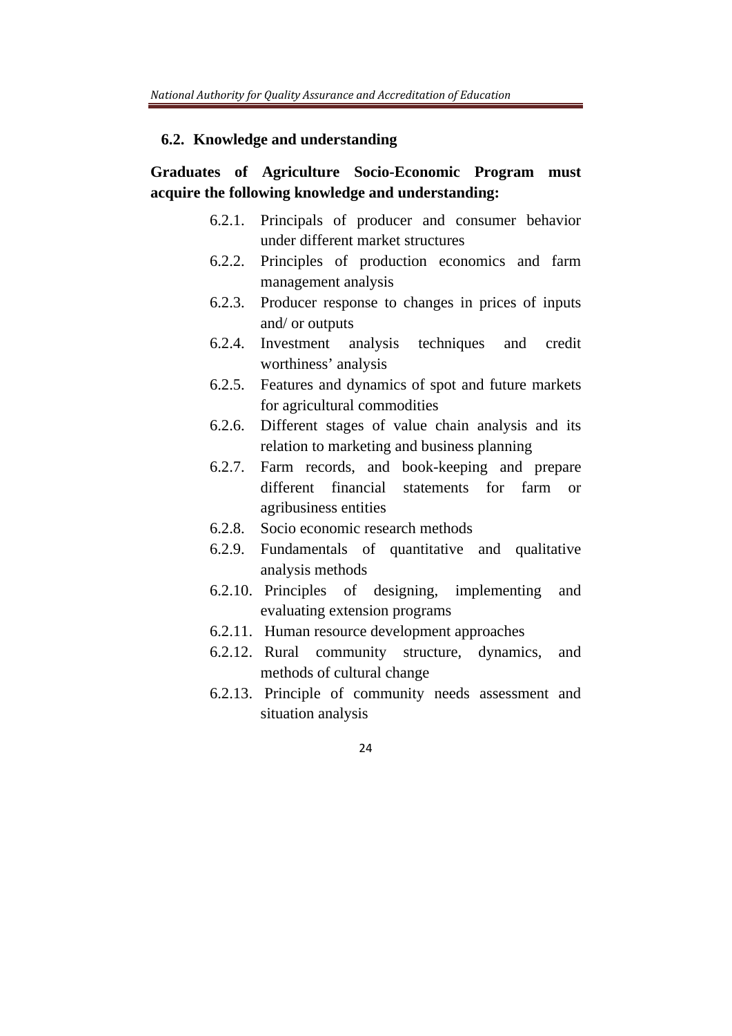### 6.2. Knowledge and understanding

**Graduates of Agriculture Socio-Economic Program must acquire the following knowledge and understanding:**

- 6.2.1. Principals of producer and consumer behavior under different market structures
- 6.2.2. Principles of production economics and farm management analysis
- 6.2.3. Producer response to changes in prices of inputs and/ or outputs
- 6.2.4. Investment analysis techniques and credit worthiness' analysis
- 6.2.5. Features and dynamics of spot and future markets for agricultural commodities
- 6.2.6. Different stages of value chain analysis and its relation to marketing and business planning
- 6.2.7. Farm records, and book-keeping and prepare different financial statements for farm or agribusiness entities
- 6.2.8. Socio economic research methods
- 6.2.9. Fundamentals of quantitative and qualitative analysis methods
- 6.2.10. Principles of designing, implementing and evaluating extension programs
- 6.2.11. Human resource development approaches
- 6.2.12. Rural community structure, dynamics, and methods of cultural change
- 6.2.13. Principle of community needs assessment and situation analysis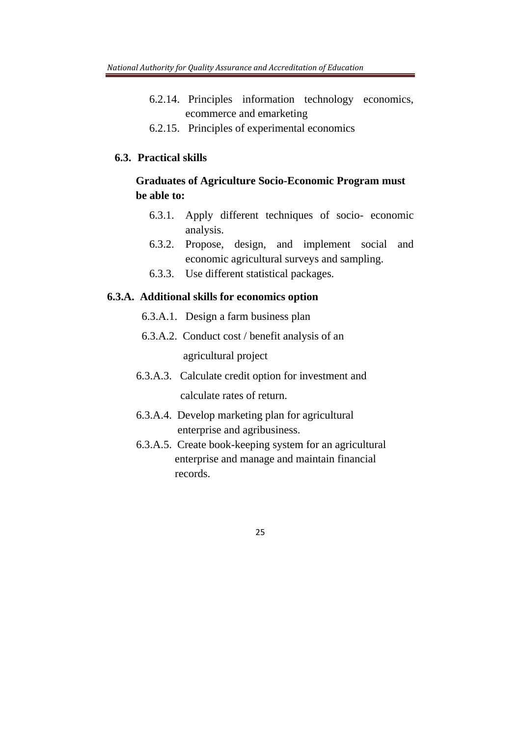6.2.14. Principles information technology economics, ecommerce and emarketing

6.2.15. Principles of experimental economics

## 6.3. Practical skills

**Graduates of Agriculture Socio-Economic Program must be able to:**

6.3.1. Apply different techniques of socio- economic analysis.

6.3.2. Propose, design, and implement social and economic agricultural surveys and sampling.

6.3.3. Use different statistical packages.

### 6.3.A. Additional skills for economics option

6.3.A.1. Design a farm business plan

6.3.A.2. Conduct cost / benefit analysis of an agricultural project

6.3.A.3. Calculate credit option for investment and calculate rates of return.

6.3.A.4. Develop marketing plan for agricultural enterprise and agribusiness.

6.3.A.5. Create book-keeping system for an agricultural enterprise and manage and maintain financial records.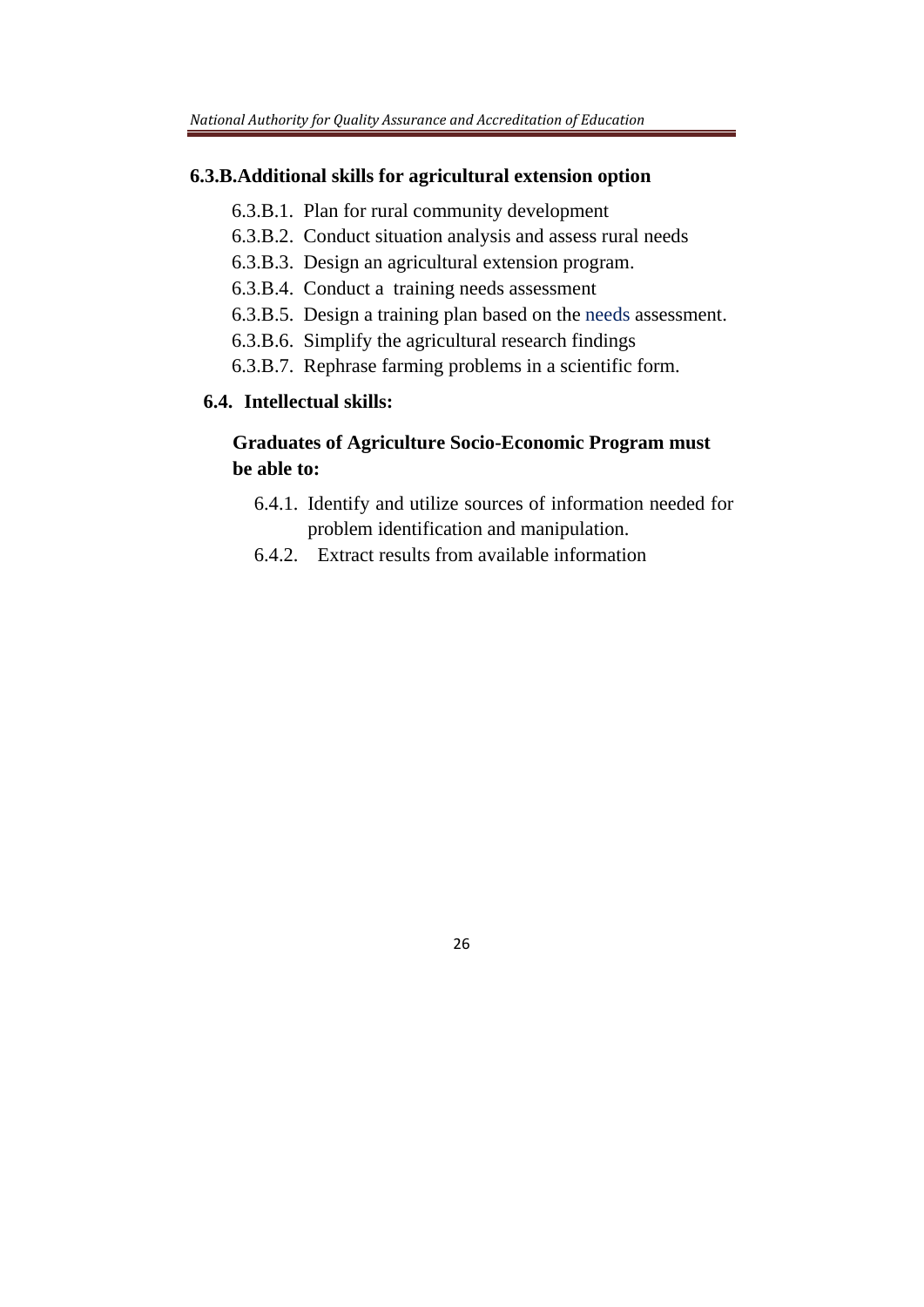### 6.3.B. Additional skills for agricultural extension option

- 6.3.B.1. Plan for rural community development
- 6.3.B.2. Conduct situation analysis and assess rural needs
- 6.3.B.3. Design an agricultural extension program.
- 6.3.B.4. Conduct a training needs assessment
- 6.3.B.5. Design a training plan based on the needs assessment.
- 6.3.B.6. Simplify the agricultural research findings
- 6.3.B.7. Rephrase farming problems in a scientific form.

### 6.4. Intellectual skills:

**Graduates of Agriculture Socio-Economic Program must be able to:**

- 6.4.1. Identify and utilize sources of information needed for problem identification and manipulation.
- 6.4.2. Extract results from available information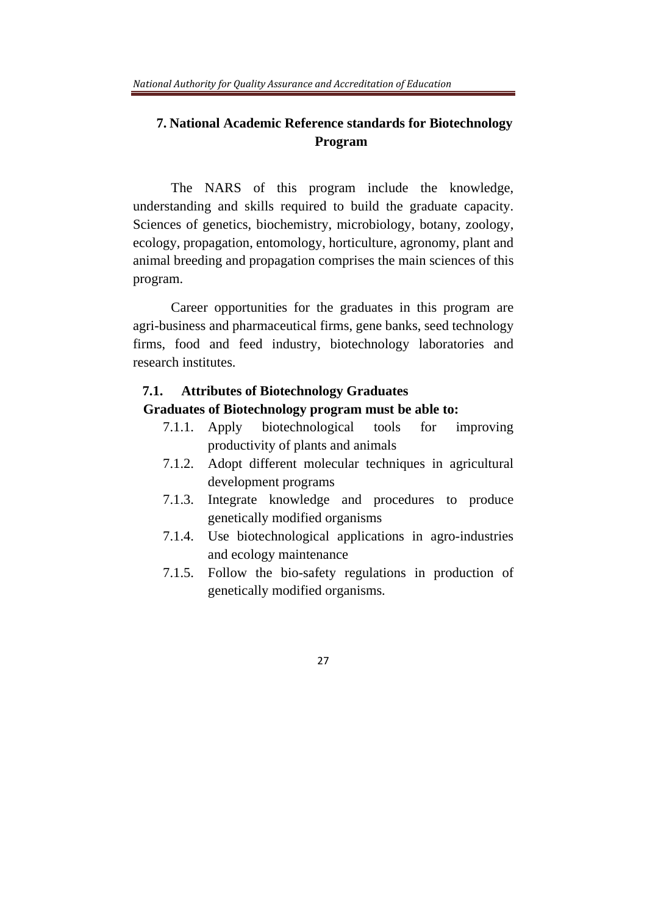## 7. National Academic Reference standards for Biotechnology Program

The NARS of this program include the knowledge, understanding and skills required to build the graduate capacity. Sciences of genetics, biochemistry, microbiology, botany, zoology, ecology, propagation, entomology, horticulture, agronomy, plant and animal breeding and propagation comprises the main sciences of this program.

Career opportunities for the graduates in this program are agri-business and pharmaceutical firms, gene banks, seed technology firms, food and feed industry, biotechnology laboratories and research institutes.

### 7.1. Attributes of Biotechnology Graduates

**Graduates of Biotechnology program must be able to:**

- 7.1.1. Apply biotechnological tools for improving productivity of plants and animals
- 7.1.2. Adopt different molecular techniques in agricultural development programs
- 7.1.3. Integrate knowledge and procedures to produce genetically modified organisms
- 7.1.4. Use biotechnological applications in agro-industries and ecology maintenance
- 7.1.5. Follow the bio-safety regulations in production of genetically modified organisms.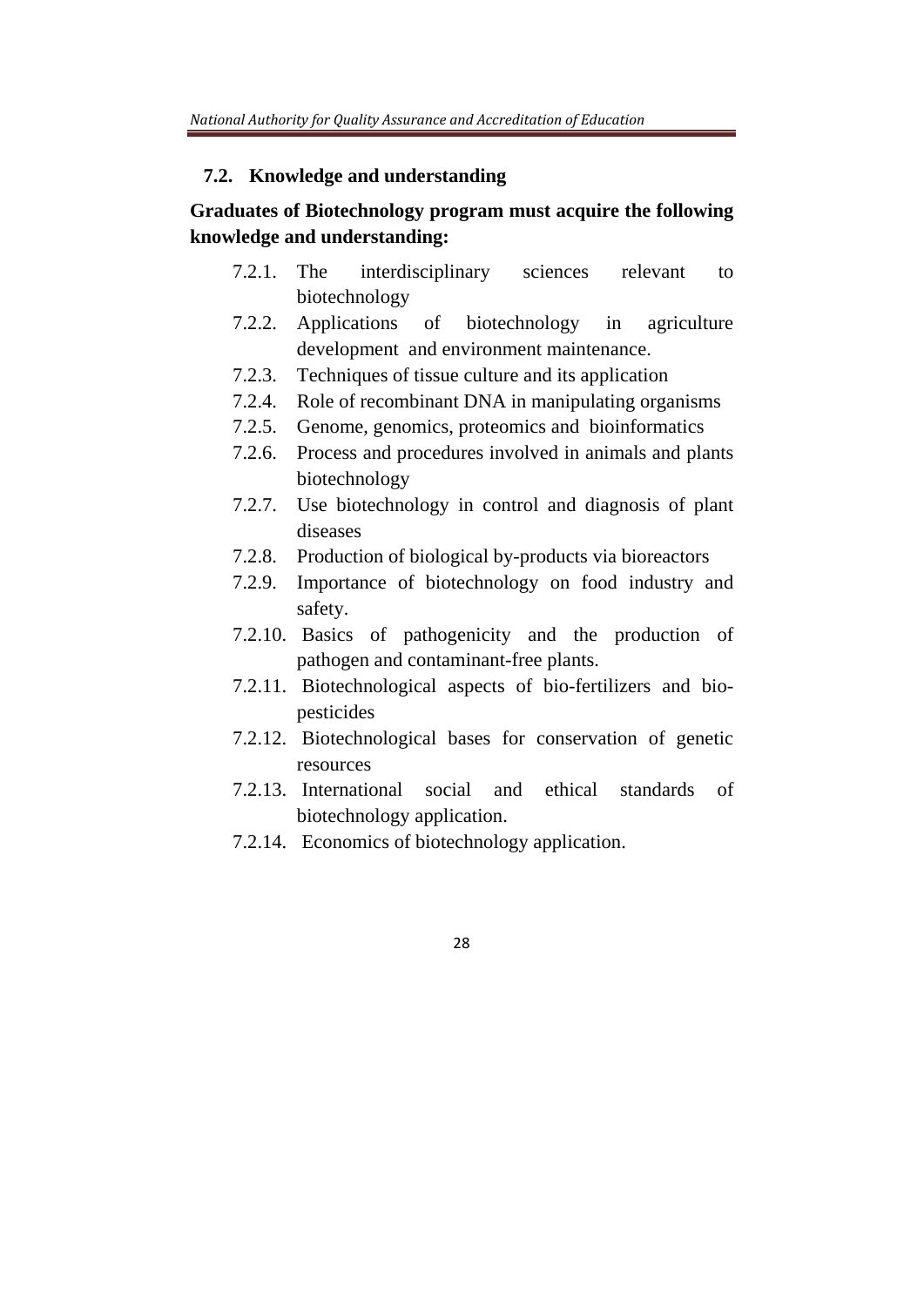### 7.2. Knowledge and understanding

**Graduates of Biotechnology program must acquire the following knowledge and understanding:**

- 7.2.1. The interdisciplinary sciences relevant to biotechnology
- 7.2.2. Applications of biotechnology in agriculture development and environment maintenance.
- 7.2.3. Techniques of tissue culture and its application
- 7.2.4. Role of recombinant DNA in manipulating organisms
- 7.2.5. Genome, genomics, proteomics and bioinformatics
- 7.2.6. Process and procedures involved in animals and plants biotechnology
- 7.2.7. Use biotechnology in control and diagnosis of plant diseases
- 7.2.8. Production of biological by-products via bioreactors
- 7.2.9. Importance of biotechnology on food industry and safety.
- 7.2.10. Basics of pathogenicity and the production of pathogen and contaminant-free plants.
- 7.2.11. Biotechnological aspects of bio-fertilizers and bio-pesticides
- 7.2.12. Biotechnological bases for conservation of genetic resources
- 7.2.13. International social and ethical standards of biotechnology application.
- 7.2.14. Economics of biotechnology application.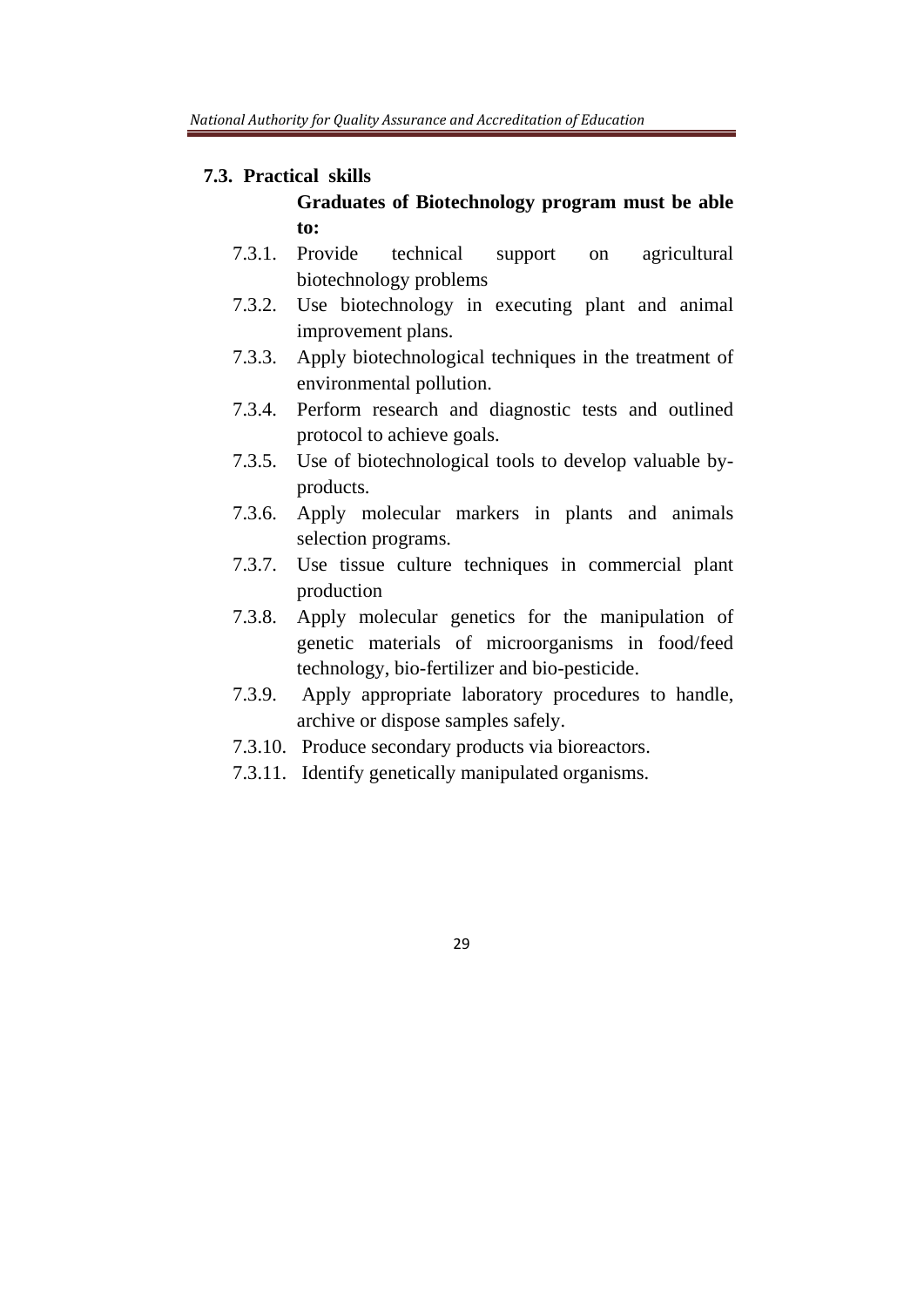### 7.3. Practical skills

**Graduates of Biotechnology program must be able to:**

- 7.3.1. Provide technical support on agricultural biotechnology problems
- 7.3.2. Use biotechnology in executing plant and animal improvement plans.
- 7.3.3. Apply biotechnological techniques in the treatment of environmental pollution.
- 7.3.4. Perform research and diagnostic tests and outlined protocol to achieve goals.
- 7.3.5. Use of biotechnological tools to develop valuable by-products.
- 7.3.6. Apply molecular markers in plants and animals selection programs.
- 7.3.7. Use tissue culture techniques in commercial plant production
- 7.3.8. Apply molecular genetics for the manipulation of genetic materials of microorganisms in food/feed technology, bio-fertilizer and bio-pesticide.
- 7.3.9. Apply appropriate laboratory procedures to handle, archive or dispose samples safely.
- 7.3.10. Produce secondary products via bioreactors.
- 7.3.11. Identify genetically manipulated organisms.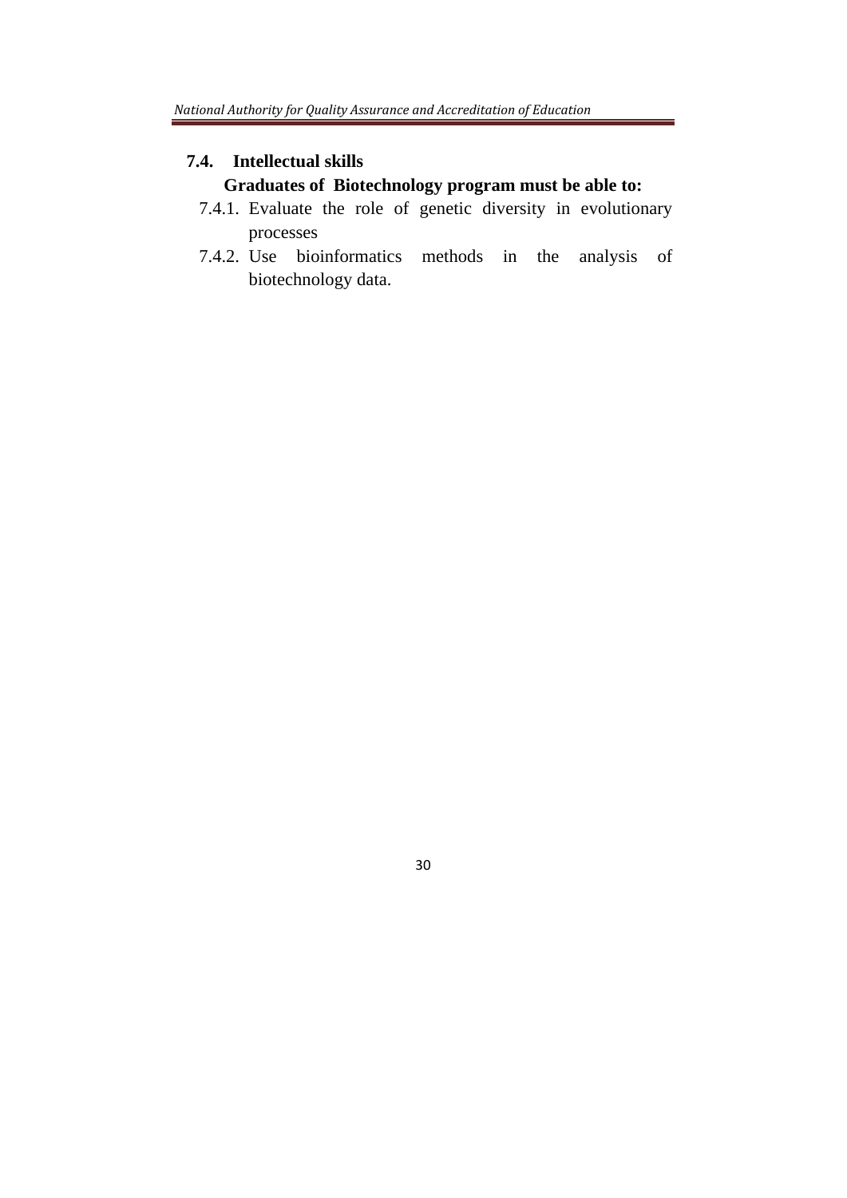### 7.4. Intellectual skills

**Graduates of Biotechnology program must be able to:**

7.4.1. Evaluate the role of genetic diversity in evolutionary processes

7.4.2. Use bioinformatics methods in the analysis of biotechnology data.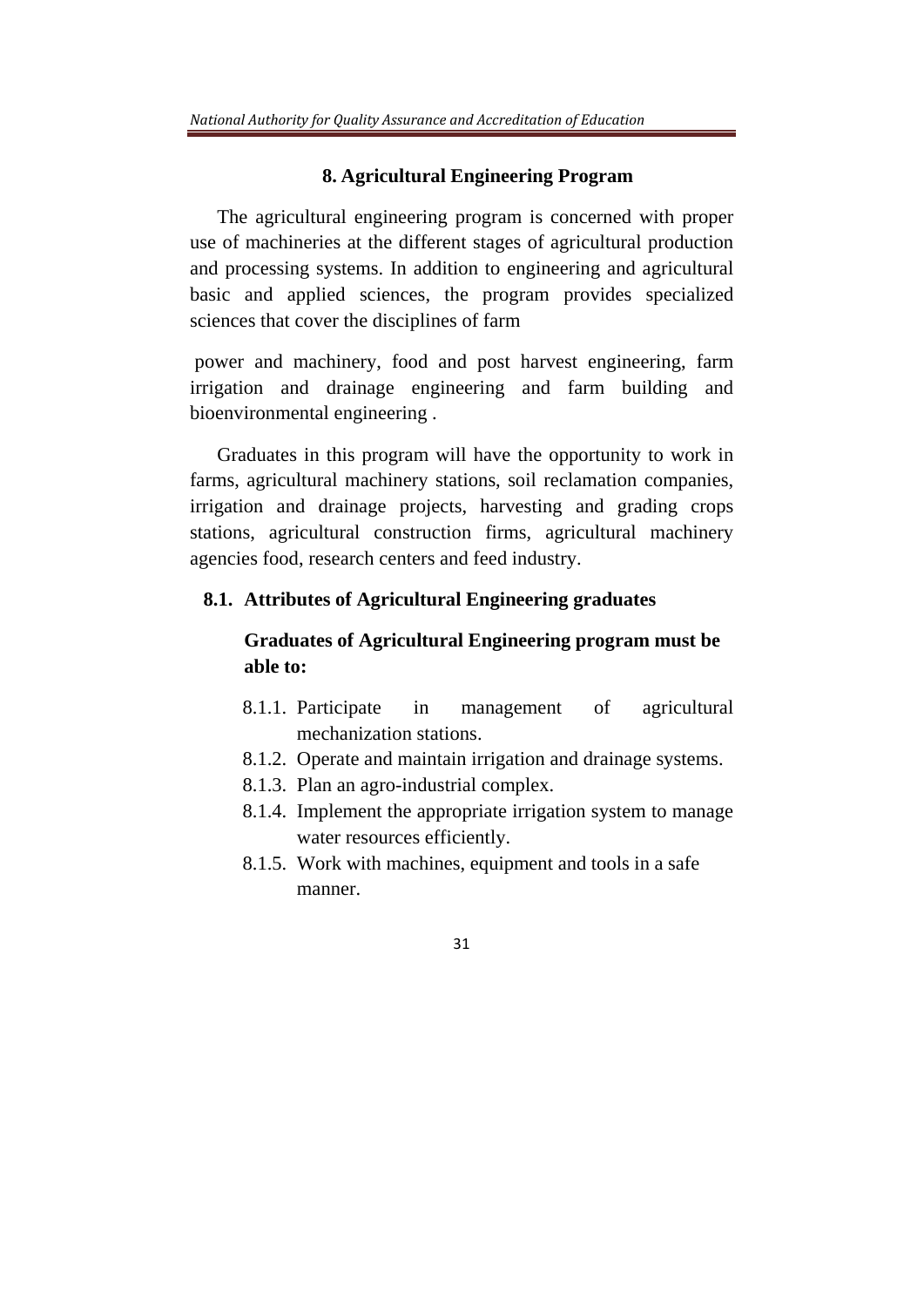## 8. Agricultural Engineering Program

The agricultural engineering program is concerned with proper use of machineries at the different stages of agricultural production and processing systems. In addition to engineering and agricultural basic and applied sciences, the program provides specialized sciences that cover the disciplines of farm

power and machinery, food and post harvest engineering, farm irrigation and drainage engineering and farm building and bioenvironmental engineering .

Graduates in this program will have the opportunity to work in farms, agricultural machinery stations, soil reclamation companies, irrigation and drainage projects, harvesting and grading crops stations, agricultural construction firms, agricultural machinery agencies food, research centers and feed industry.

### 8.1. Attributes of Agricultural Engineering graduates

**Graduates of Agricultural Engineering program must be able to:**

- 8.1.1. Participate in management of agricultural mechanization stations.
- 8.1.2. Operate and maintain irrigation and drainage systems.
- 8.1.3. Plan an agro-industrial complex.
- 8.1.4. Implement the appropriate irrigation system to manage water resources efficiently.
- 8.1.5. Work with machines, equipment and tools in a safe manner.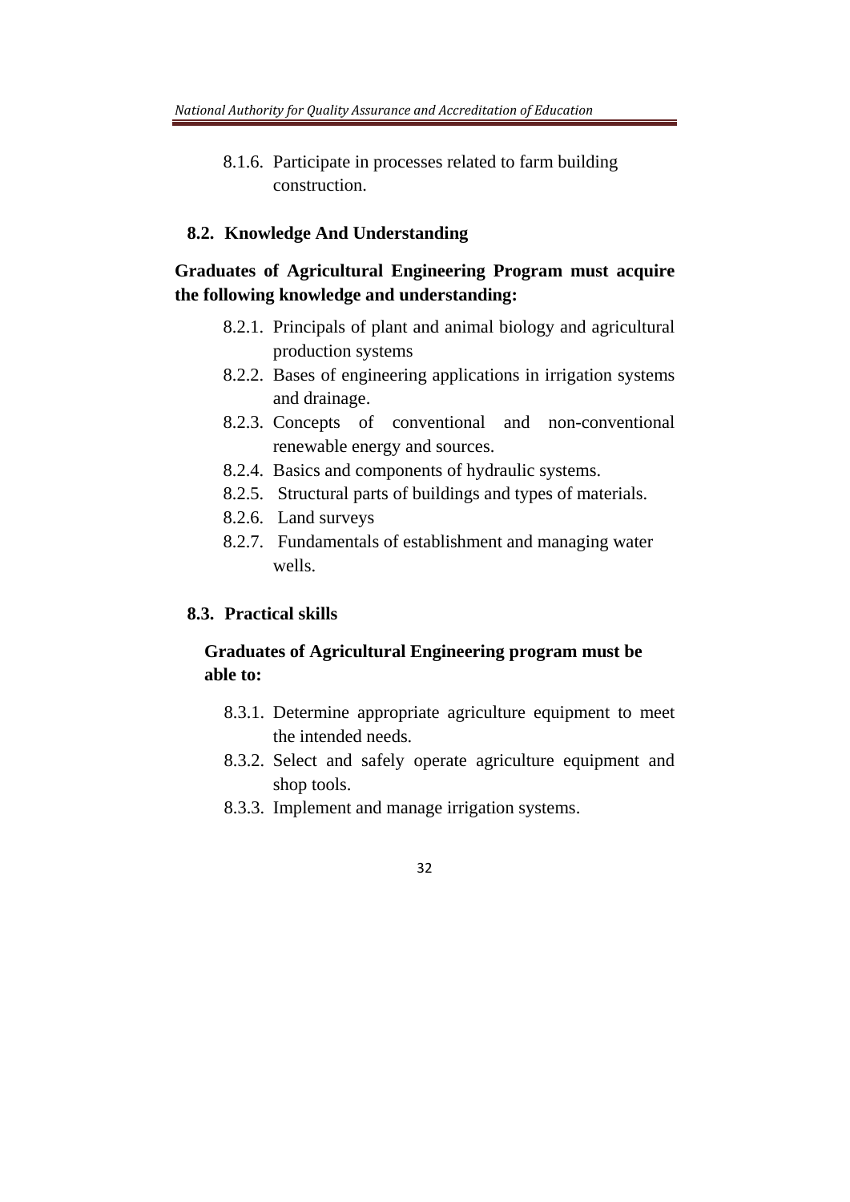8.1.6. Participate in processes related to farm building construction.

### 8.2. Knowledge And Understanding

**Graduates of Agricultural Engineering Program must acquire the following knowledge and understanding:**

- 8.2.1. Principals of plant and animal biology and agricultural production systems
- 8.2.2. Bases of engineering applications in irrigation systems and drainage.
- 8.2.3. Concepts of conventional and non-conventional renewable energy and sources.
- 8.2.4. Basics and components of hydraulic systems.
- 8.2.5. Structural parts of buildings and types of materials.
- 8.2.6. Land surveys
- 8.2.7. Fundamentals of establishment and managing water wells.

### 8.3. Practical skills

**Graduates of Agricultural Engineering program must be able to:**

- 8.3.1. Determine appropriate agriculture equipment to meet the intended needs.
- 8.3.2. Select and safely operate agriculture equipment and shop tools.
- 8.3.3. Implement and manage irrigation systems.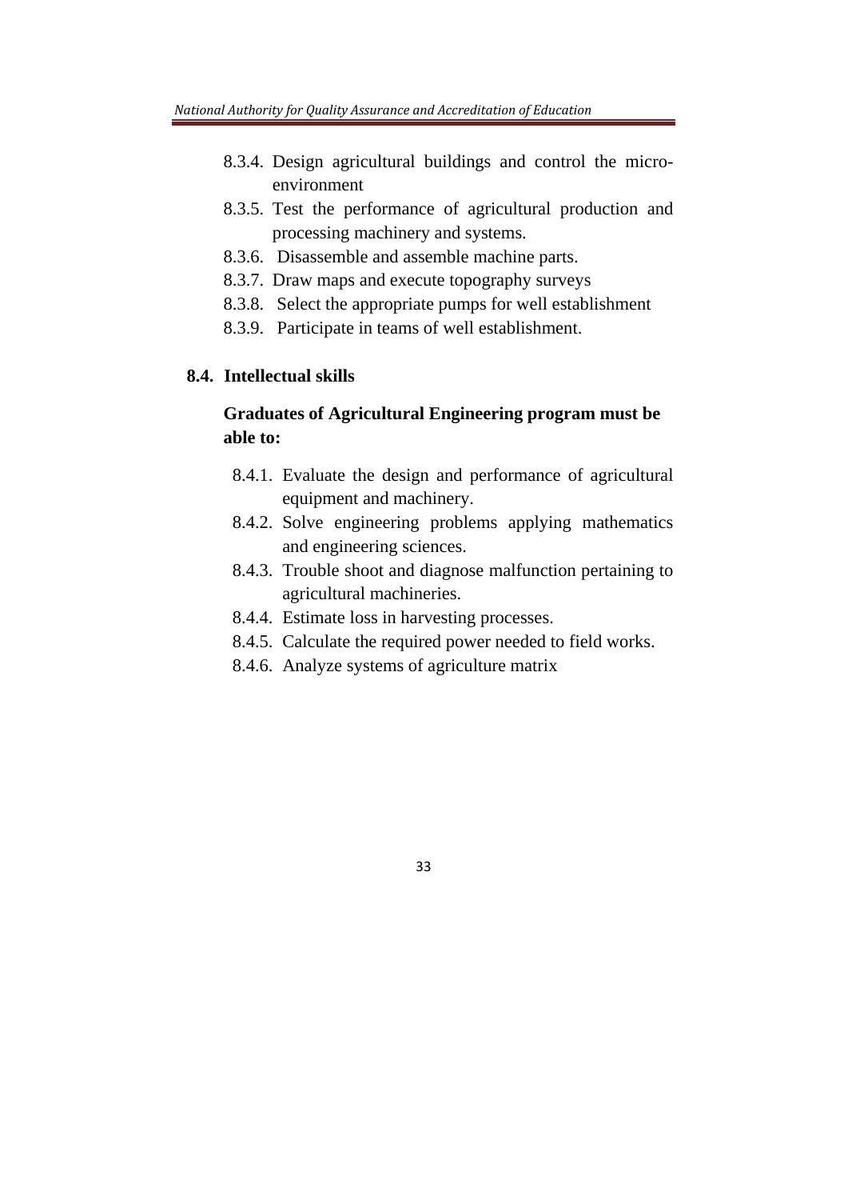8.3.4. Design agricultural buildings and control the micro-environment
8.3.5. Test the performance of agricultural production and processing machinery and systems.
8.3.6. Disassemble and assemble machine parts.
8.3.7. Draw maps and execute topography surveys
8.3.8. Select the appropriate pumps for well establishment
8.3.9. Participate in teams of well establishment.

### 8.4. Intellectual skills

**Graduates of Agricultural Engineering program must be able to:**

8.4.1. Evaluate the design and performance of agricultural equipment and machinery.
8.4.2. Solve engineering problems applying mathematics and engineering sciences.
8.4.3. Trouble shoot and diagnose malfunction pertaining to agricultural machineries.
8.4.4. Estimate loss in harvesting processes.
8.4.5. Calculate the required power needed to field works.
8.4.6. Analyze systems of agriculture matrix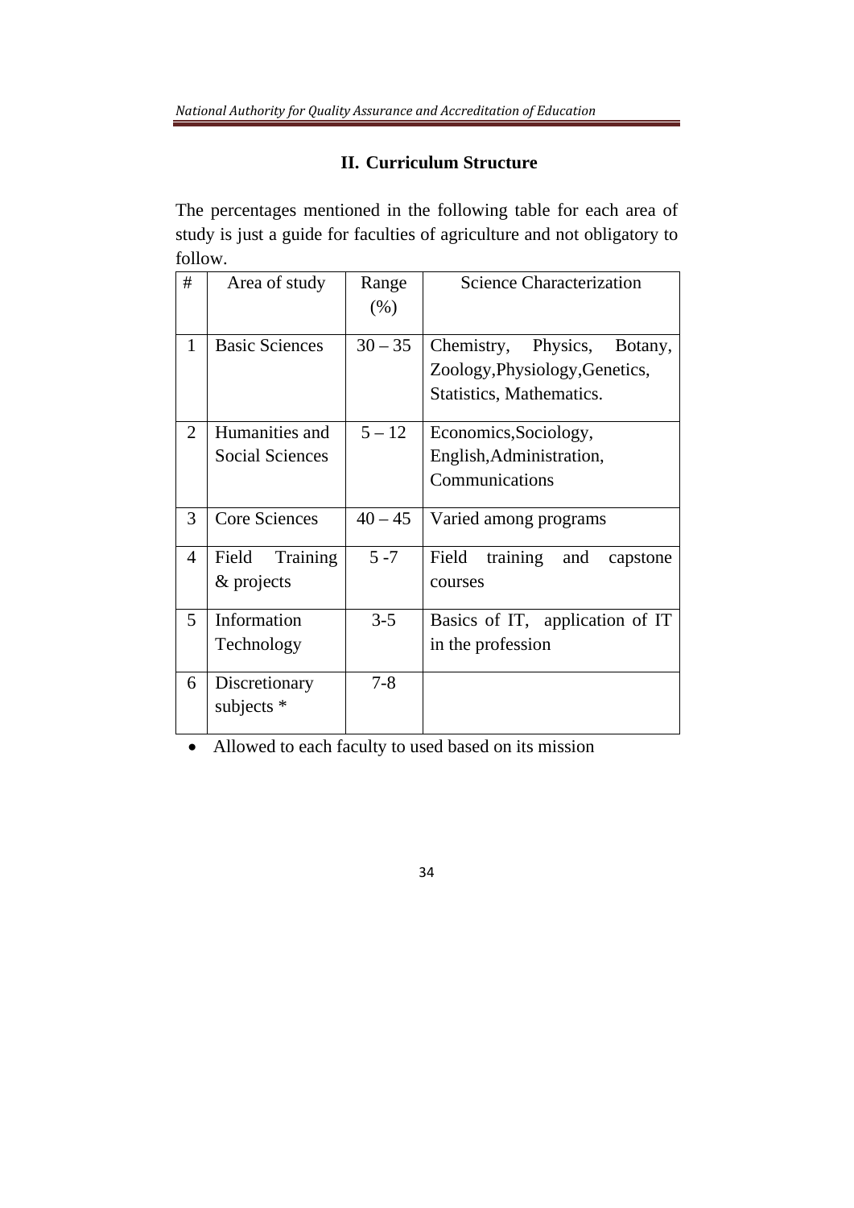## II. Curriculum Structure

The percentages mentioned in the following table for each area of study is just a guide for faculties of agriculture and not obligatory to follow.

| # | Area of study | Range (%) | Science Characterization |
|---|---|---|---|
| 1 | Basic Sciences | 30 – 35 | Chemistry, Physics, Botany, Zoology,Physiology,Genetics, Statistics, Mathematics. |
| 2 | Humanities and Social Sciences | 5 – 12 | Economics,Sociology, English,Administration, Communications |
| 3 | Core Sciences | 40 – 45 | Varied among programs |
| 4 | Field Training & projects | 5 -7 | Field training and capstone courses |
| 5 | Information Technology | 3-5 | Basics of IT, application of IT in the profession |
| 6 | Discretionary subjects * | 7-8 | |

- Allowed to each faculty to used based on its mission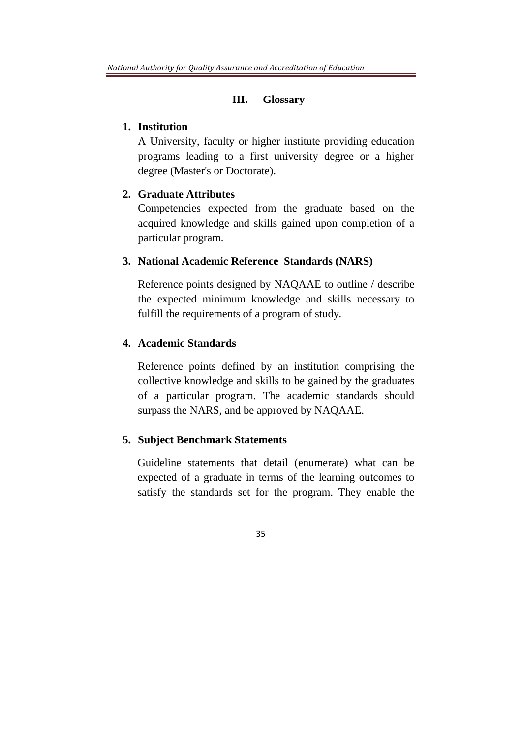## III. Glossary

**1. Institution**

A University, faculty or higher institute providing education programs leading to a first university degree or a higher degree (Master's or Doctorate).

**2. Graduate Attributes**

Competencies expected from the graduate based on the acquired knowledge and skills gained upon completion of a particular program.

**3. National Academic Reference Standards (NARS)**

Reference points designed by NAQAAE to outline / describe the expected minimum knowledge and skills necessary to fulfill the requirements of a program of study.

**4. Academic Standards**

Reference points defined by an institution comprising the collective knowledge and skills to be gained by the graduates of a particular program. The academic standards should surpass the NARS, and be approved by NAQAAE.

**5. Subject Benchmark Statements**

Guideline statements that detail (enumerate) what can be expected of a graduate in terms of the learning outcomes to satisfy the standards set for the program. They enable the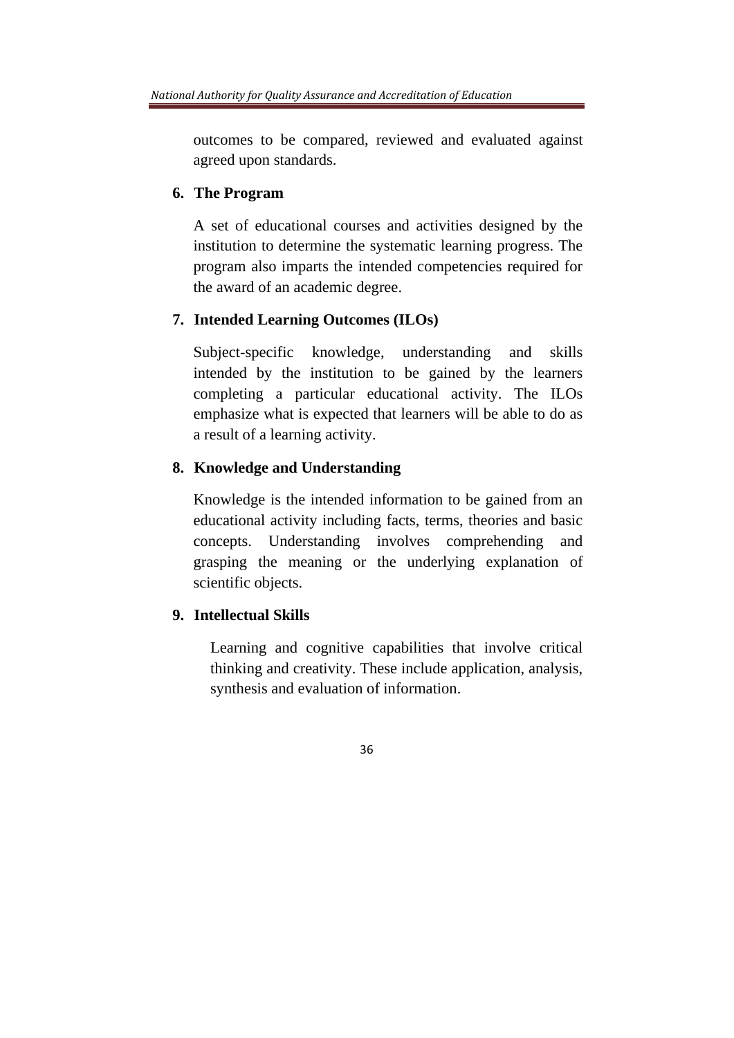outcomes to be compared, reviewed and evaluated against agreed upon standards.

6. **The Program**

   A set of educational courses and activities designed by the institution to determine the systematic learning progress. The program also imparts the intended competencies required for the award of an academic degree.

7. **Intended Learning Outcomes (ILOs)**

   Subject-specific knowledge, understanding and skills intended by the institution to be gained by the learners completing a particular educational activity. The ILOs emphasize what is expected that learners will be able to do as a result of a learning activity.

8. **Knowledge and Understanding**

   Knowledge is the intended information to be gained from an educational activity including facts, terms, theories and basic concepts. Understanding involves comprehending and grasping the meaning or the underlying explanation of scientific objects.

9. **Intellectual Skills**

   Learning and cognitive capabilities that involve critical thinking and creativity. These include application, analysis, synthesis and evaluation of information.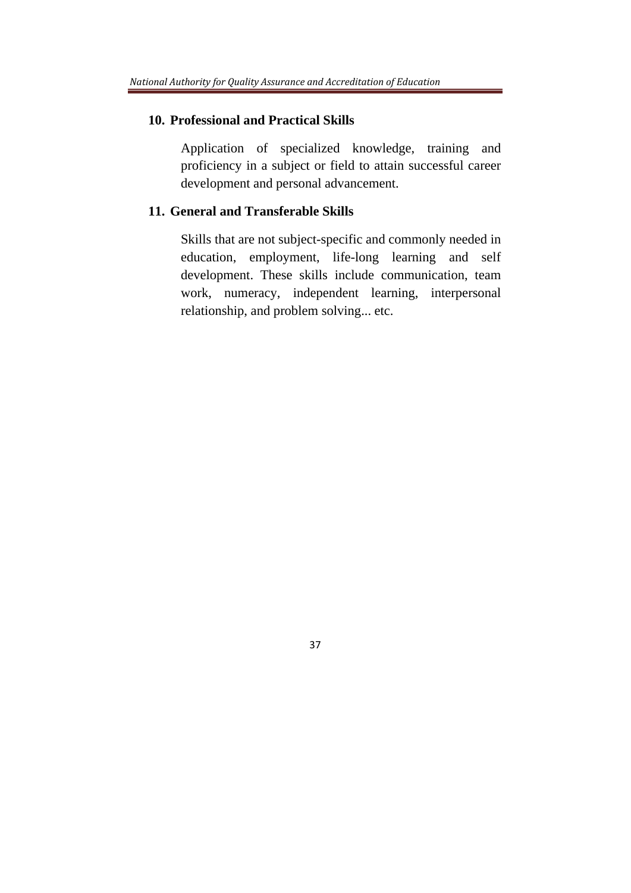**10. Professional and Practical Skills**

Application of specialized knowledge, training and proficiency in a subject or field to attain successful career development and personal advancement.

**11. General and Transferable Skills**

Skills that are not subject-specific and commonly needed in education, employment, life-long learning and self development. These skills include communication, team work, numeracy, independent learning, interpersonal relationship, and problem solving... etc.